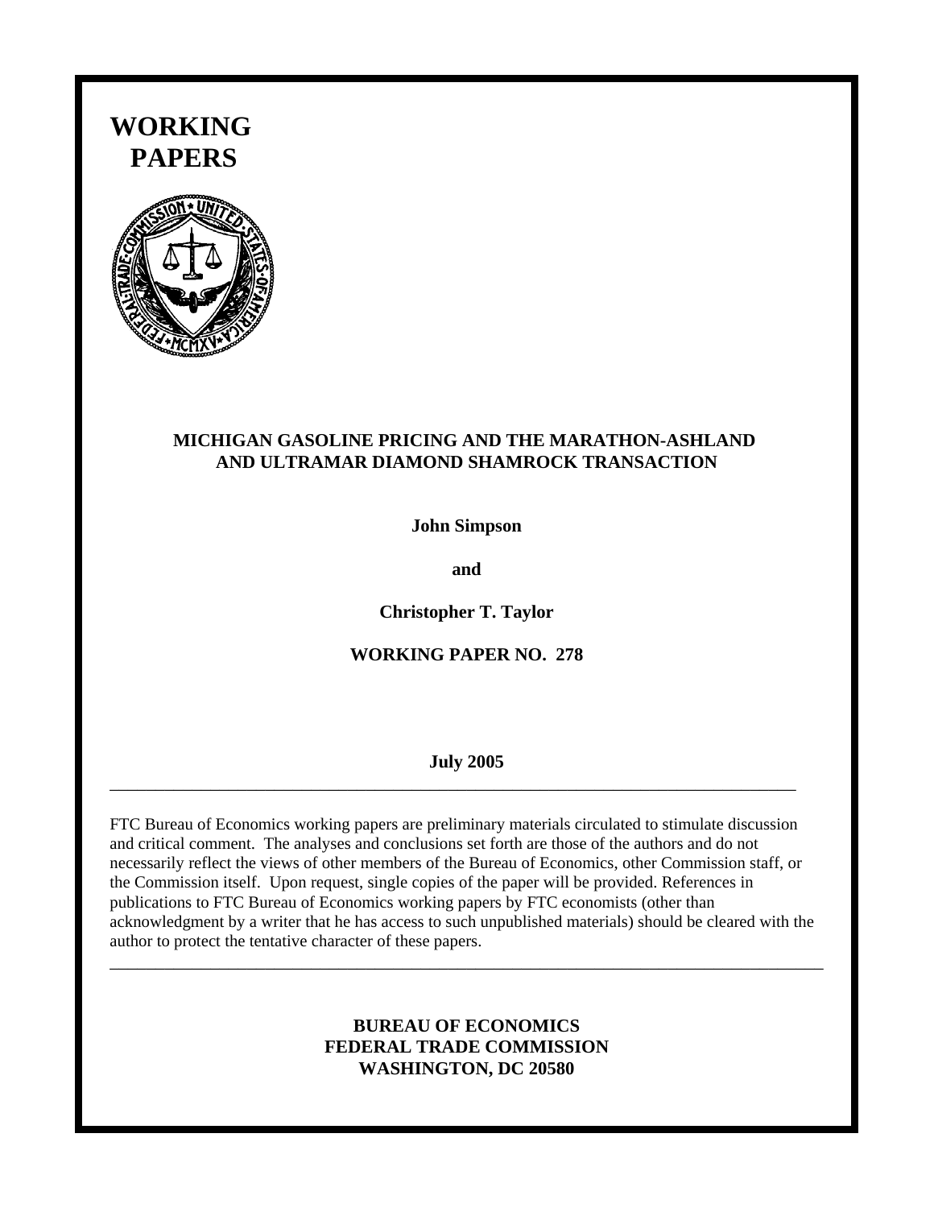# WORKING PAPERS

**MICHIGAN GASOLINE PRICING AND THE MARATHON-ASHLAND AND ULTRAMAR DIAMOND SHAMROCK TRANSACTION**

**John Simpson**

**and**

**Christopher T. Taylor**

**WORKING PAPER NO. 278**

**July 2005**

---

FTC Bureau of Economics working papers are preliminary materials circulated to stimulate discussion and critical comment. The analyses and conclusions set forth are those of the authors and do not necessarily reflect the views of other members of the Bureau of Economics, other Commission staff, or the Commission itself. Upon request, single copies of the paper will be provided. References in publications to FTC Bureau of Economics working papers by FTC economists (other than acknowledgment by a writer that he has access to such unpublished materials) should be cleared with the author to protect the tentative character of these papers.

---

**BUREAU OF ECONOMICS**
**FEDERAL TRADE COMMISSION**
**WASHINGTON, DC 20580**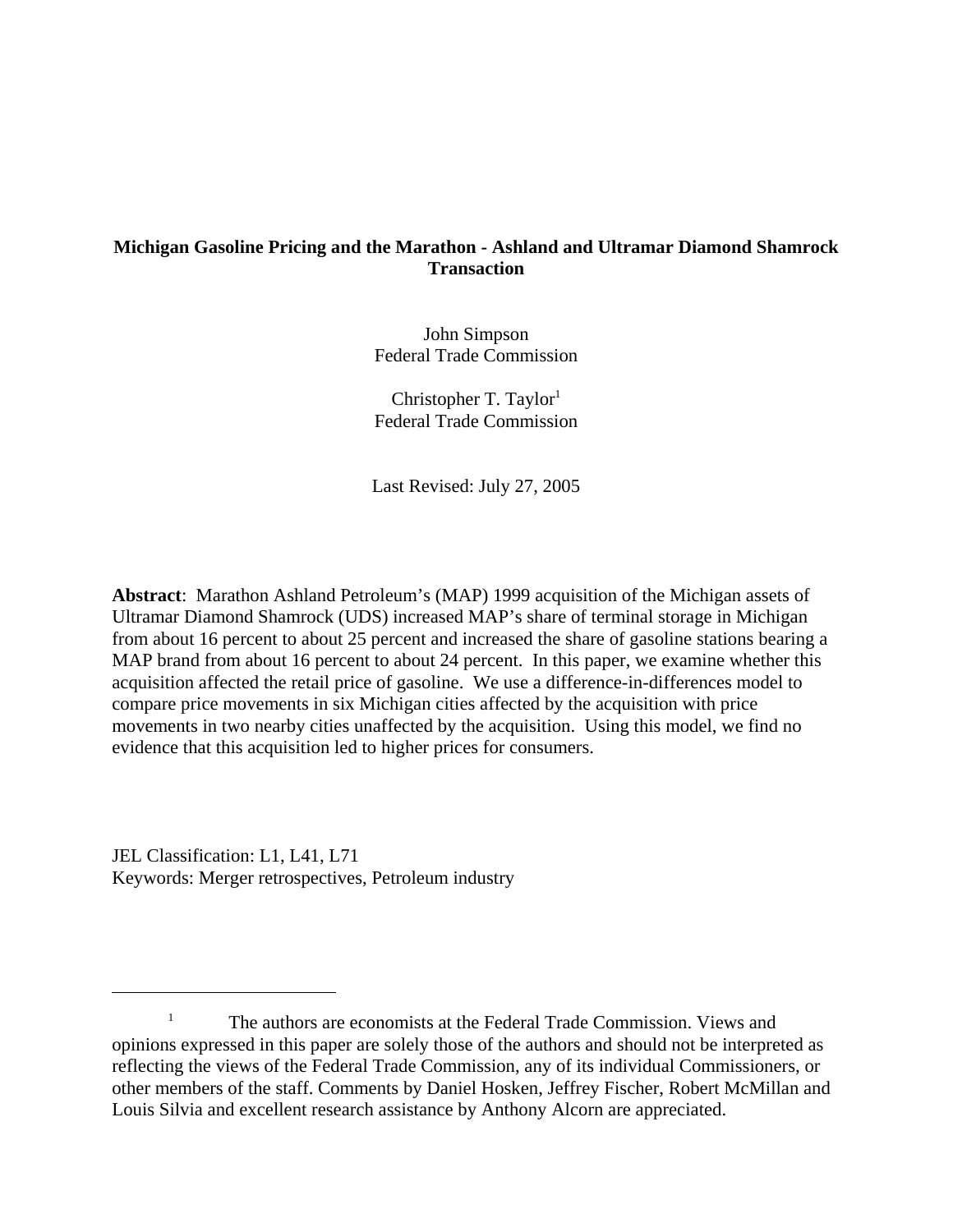**Michigan Gasoline Pricing and the Marathon - Ashland and Ultramar Diamond Shamrock Transaction**

John Simpson
Federal Trade Commission

Christopher T. Taylor[1]
Federal Trade Commission

Last Revised: July 27, 2005

**Abstract**: Marathon Ashland Petroleum's (MAP) 1999 acquisition of the Michigan assets of Ultramar Diamond Shamrock (UDS) increased MAP's share of terminal storage in Michigan from about 16 percent to about 25 percent and increased the share of gasoline stations bearing a MAP brand from about 16 percent to about 24 percent. In this paper, we examine whether this acquisition affected the retail price of gasoline. We use a difference-in-differences model to compare price movements in six Michigan cities affected by the acquisition with price movements in two nearby cities unaffected by the acquisition. Using this model, we find no evidence that this acquisition led to higher prices for consumers.

JEL Classification: L1, L41, L71
Keywords: Merger retrospectives, Petroleum industry

---

[1] The authors are economists at the Federal Trade Commission. Views and opinions expressed in this paper are solely those of the authors and should not be interpreted as reflecting the views of the Federal Trade Commission, any of its individual Commissioners, or other members of the staff. Comments by Daniel Hosken, Jeffrey Fischer, Robert McMillan and Louis Silvia and excellent research assistance by Anthony Alcorn are appreciated.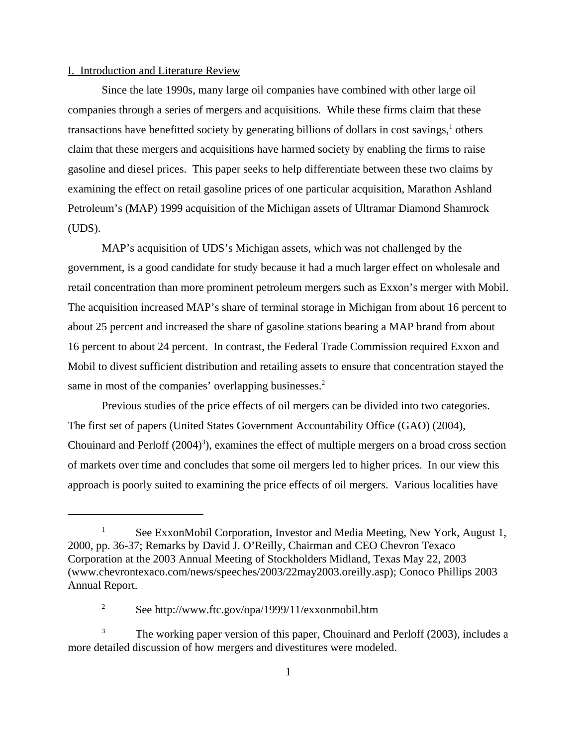## I. Introduction and Literature Review

Since the late 1990s, many large oil companies have combined with other large oil companies through a series of mergers and acquisitions. While these firms claim that these transactions have benefitted society by generating billions of dollars in cost savings,[1] others claim that these mergers and acquisitions have harmed society by enabling the firms to raise gasoline and diesel prices. This paper seeks to help differentiate between these two claims by examining the effect on retail gasoline prices of one particular acquisition, Marathon Ashland Petroleum's (MAP) 1999 acquisition of the Michigan assets of Ultramar Diamond Shamrock (UDS).

MAP's acquisition of UDS's Michigan assets, which was not challenged by the government, is a good candidate for study because it had a much larger effect on wholesale and retail concentration than more prominent petroleum mergers such as Exxon's merger with Mobil. The acquisition increased MAP's share of terminal storage in Michigan from about 16 percent to about 25 percent and increased the share of gasoline stations bearing a MAP brand from about 16 percent to about 24 percent. In contrast, the Federal Trade Commission required Exxon and Mobil to divest sufficient distribution and retailing assets to ensure that concentration stayed the same in most of the companies' overlapping businesses.[2]

Previous studies of the price effects of oil mergers can be divided into two categories. The first set of papers (United States Government Accountability Office (GAO) (2004), Chouinard and Perloff (2004)[3]), examines the effect of multiple mergers on a broad cross section of markets over time and concludes that some oil mergers led to higher prices. In our view this approach is poorly suited to examining the price effects of oil mergers. Various localities have

---

[1] See ExxonMobil Corporation, Investor and Media Meeting, New York, August 1, 2000, pp. 36-37; Remarks by David J. O'Reilly, Chairman and CEO Chevron Texaco Corporation at the 2003 Annual Meeting of Stockholders Midland, Texas May 22, 2003 (www.chevrontexaco.com/news/speeches/2003/22may2003.oreilly.asp); Conoco Phillips 2003 Annual Report.

[2] See http://www.ftc.gov/opa/1999/11/exxonmobil.htm

[3] The working paper version of this paper, Chouinard and Perloff (2003), includes a more detailed discussion of how mergers and divestitures were modeled.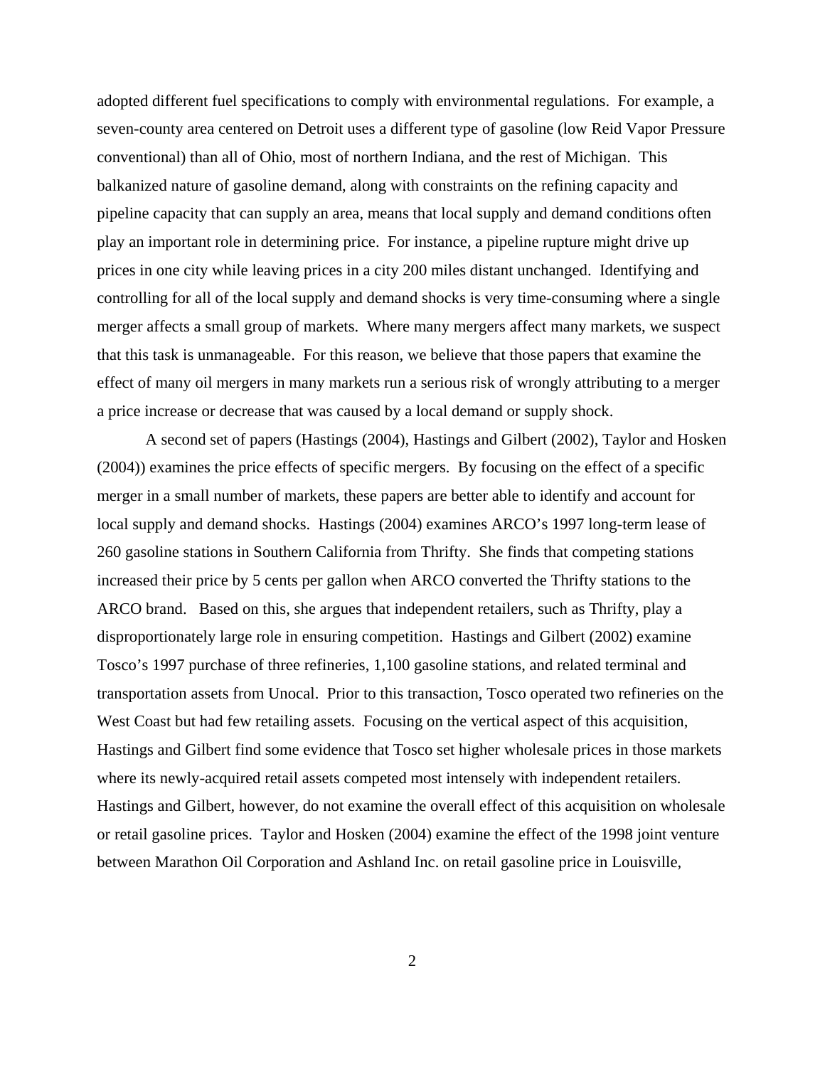adopted different fuel specifications to comply with environmental regulations. For example, a seven-county area centered on Detroit uses a different type of gasoline (low Reid Vapor Pressure conventional) than all of Ohio, most of northern Indiana, and the rest of Michigan. This balkanized nature of gasoline demand, along with constraints on the refining capacity and pipeline capacity that can supply an area, means that local supply and demand conditions often play an important role in determining price. For instance, a pipeline rupture might drive up prices in one city while leaving prices in a city 200 miles distant unchanged. Identifying and controlling for all of the local supply and demand shocks is very time-consuming where a single merger affects a small group of markets. Where many mergers affect many markets, we suspect that this task is unmanageable. For this reason, we believe that those papers that examine the effect of many oil mergers in many markets run a serious risk of wrongly attributing to a merger a price increase or decrease that was caused by a local demand or supply shock.

A second set of papers (Hastings (2004), Hastings and Gilbert (2002), Taylor and Hosken (2004)) examines the price effects of specific mergers. By focusing on the effect of a specific merger in a small number of markets, these papers are better able to identify and account for local supply and demand shocks. Hastings (2004) examines ARCO's 1997 long-term lease of 260 gasoline stations in Southern California from Thrifty. She finds that competing stations increased their price by 5 cents per gallon when ARCO converted the Thrifty stations to the ARCO brand. Based on this, she argues that independent retailers, such as Thrifty, play a disproportionately large role in ensuring competition. Hastings and Gilbert (2002) examine Tosco's 1997 purchase of three refineries, 1,100 gasoline stations, and related terminal and transportation assets from Unocal. Prior to this transaction, Tosco operated two refineries on the West Coast but had few retailing assets. Focusing on the vertical aspect of this acquisition, Hastings and Gilbert find some evidence that Tosco set higher wholesale prices in those markets where its newly-acquired retail assets competed most intensely with independent retailers. Hastings and Gilbert, however, do not examine the overall effect of this acquisition on wholesale or retail gasoline prices. Taylor and Hosken (2004) examine the effect of the 1998 joint venture between Marathon Oil Corporation and Ashland Inc. on retail gasoline price in Louisville,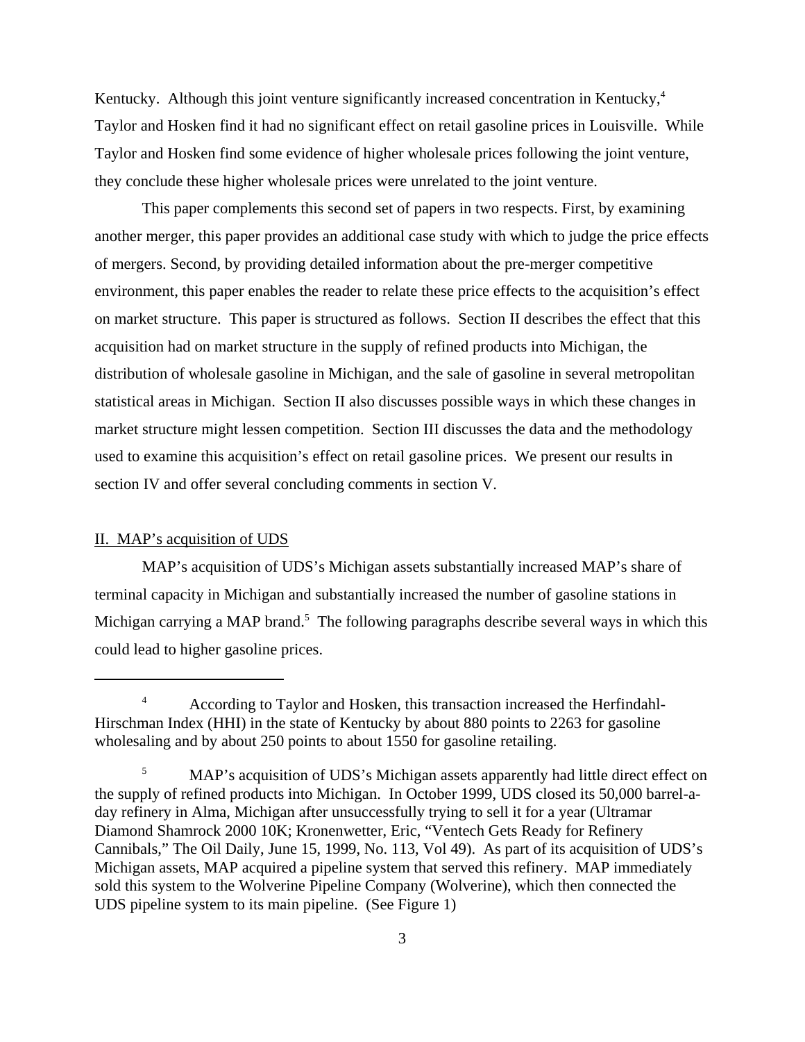Kentucky. Although this joint venture significantly increased concentration in Kentucky,[4] Taylor and Hosken find it had no significant effect on retail gasoline prices in Louisville. While Taylor and Hosken find some evidence of higher wholesale prices following the joint venture, they conclude these higher wholesale prices were unrelated to the joint venture.

This paper complements this second set of papers in two respects. First, by examining another merger, this paper provides an additional case study with which to judge the price effects of mergers. Second, by providing detailed information about the pre-merger competitive environment, this paper enables the reader to relate these price effects to the acquisition's effect on market structure. This paper is structured as follows. Section II describes the effect that this acquisition had on market structure in the supply of refined products into Michigan, the distribution of wholesale gasoline in Michigan, and the sale of gasoline in several metropolitan statistical areas in Michigan. Section II also discusses possible ways in which these changes in market structure might lessen competition. Section III discusses the data and the methodology used to examine this acquisition's effect on retail gasoline prices. We present our results in section IV and offer several concluding comments in section V.

## II. MAP's acquisition of UDS

MAP's acquisition of UDS's Michigan assets substantially increased MAP's share of terminal capacity in Michigan and substantially increased the number of gasoline stations in Michigan carrying a MAP brand.[5] The following paragraphs describe several ways in which this could lead to higher gasoline prices.

---

[4] According to Taylor and Hosken, this transaction increased the Herfindahl-Hirschman Index (HHI) in the state of Kentucky by about 880 points to 2263 for gasoline wholesaling and by about 250 points to about 1550 for gasoline retailing.

[5] MAP's acquisition of UDS's Michigan assets apparently had little direct effect on the supply of refined products into Michigan. In October 1999, UDS closed its 50,000 barrel-a-day refinery in Alma, Michigan after unsuccessfully trying to sell it for a year (Ultramar Diamond Shamrock 2000 10K; Kronenwetter, Eric, "Ventech Gets Ready for Refinery Cannibals," The Oil Daily, June 15, 1999, No. 113, Vol 49). As part of its acquisition of UDS's Michigan assets, MAP acquired a pipeline system that served this refinery. MAP immediately sold this system to the Wolverine Pipeline Company (Wolverine), which then connected the UDS pipeline system to its main pipeline. (See Figure 1)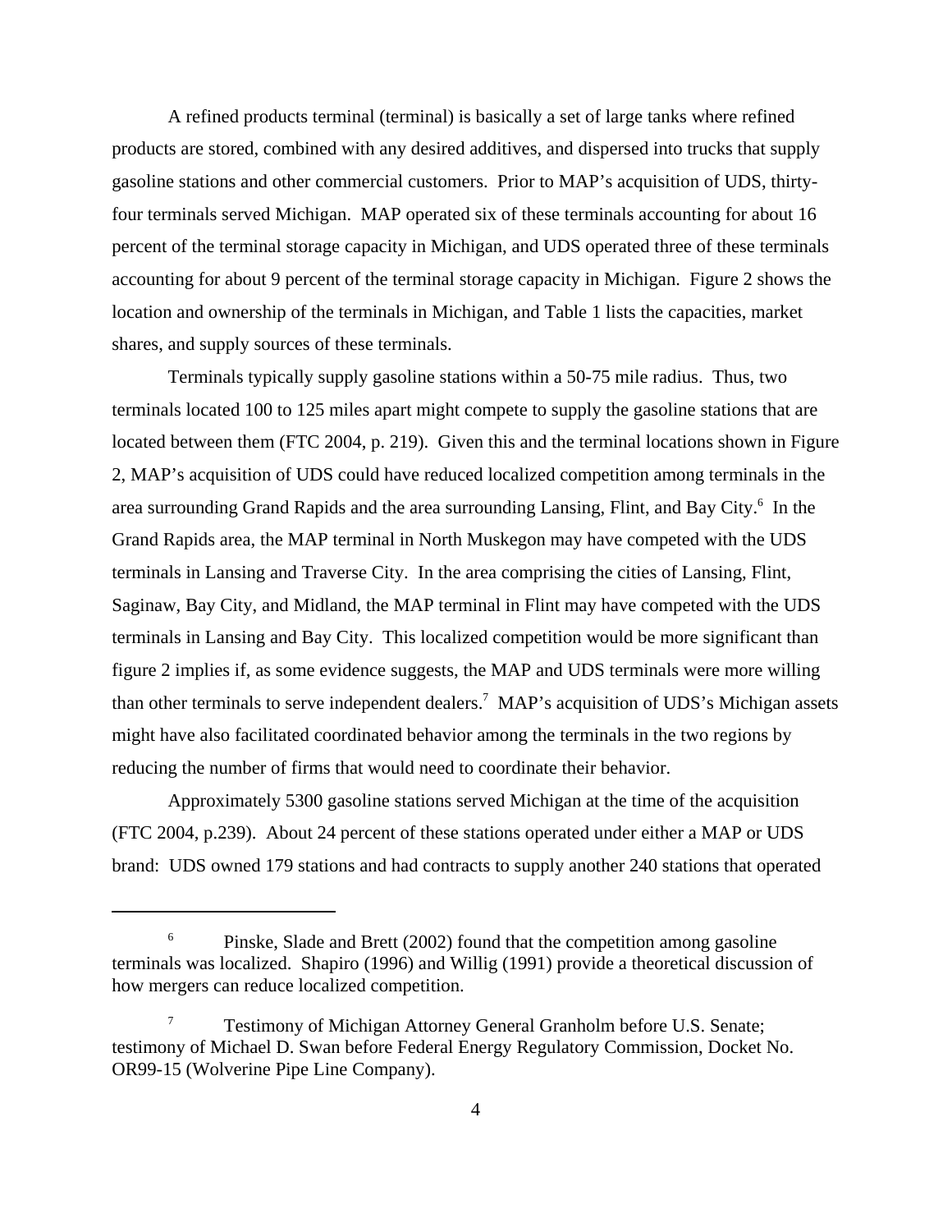A refined products terminal (terminal) is basically a set of large tanks where refined products are stored, combined with any desired additives, and dispersed into trucks that supply gasoline stations and other commercial customers. Prior to MAP's acquisition of UDS, thirty-four terminals served Michigan. MAP operated six of these terminals accounting for about 16 percent of the terminal storage capacity in Michigan, and UDS operated three of these terminals accounting for about 9 percent of the terminal storage capacity in Michigan. Figure 2 shows the location and ownership of the terminals in Michigan, and Table 1 lists the capacities, market shares, and supply sources of these terminals.

Terminals typically supply gasoline stations within a 50-75 mile radius. Thus, two terminals located 100 to 125 miles apart might compete to supply the gasoline stations that are located between them (FTC 2004, p. 219). Given this and the terminal locations shown in Figure 2, MAP's acquisition of UDS could have reduced localized competition among terminals in the area surrounding Grand Rapids and the area surrounding Lansing, Flint, and Bay City.[6] In the Grand Rapids area, the MAP terminal in North Muskegon may have competed with the UDS terminals in Lansing and Traverse City. In the area comprising the cities of Lansing, Flint, Saginaw, Bay City, and Midland, the MAP terminal in Flint may have competed with the UDS terminals in Lansing and Bay City. This localized competition would be more significant than figure 2 implies if, as some evidence suggests, the MAP and UDS terminals were more willing than other terminals to serve independent dealers.[7] MAP's acquisition of UDS's Michigan assets might have also facilitated coordinated behavior among the terminals in the two regions by reducing the number of firms that would need to coordinate their behavior.

Approximately 5300 gasoline stations served Michigan at the time of the acquisition (FTC 2004, p.239). About 24 percent of these stations operated under either a MAP or UDS brand: UDS owned 179 stations and had contracts to supply another 240 stations that operated

---

[6] Pinske, Slade and Brett (2002) found that the competition among gasoline terminals was localized. Shapiro (1996) and Willig (1991) provide a theoretical discussion of how mergers can reduce localized competition.

[7] Testimony of Michigan Attorney General Granholm before U.S. Senate; testimony of Michael D. Swan before Federal Energy Regulatory Commission, Docket No. OR99-15 (Wolverine Pipe Line Company).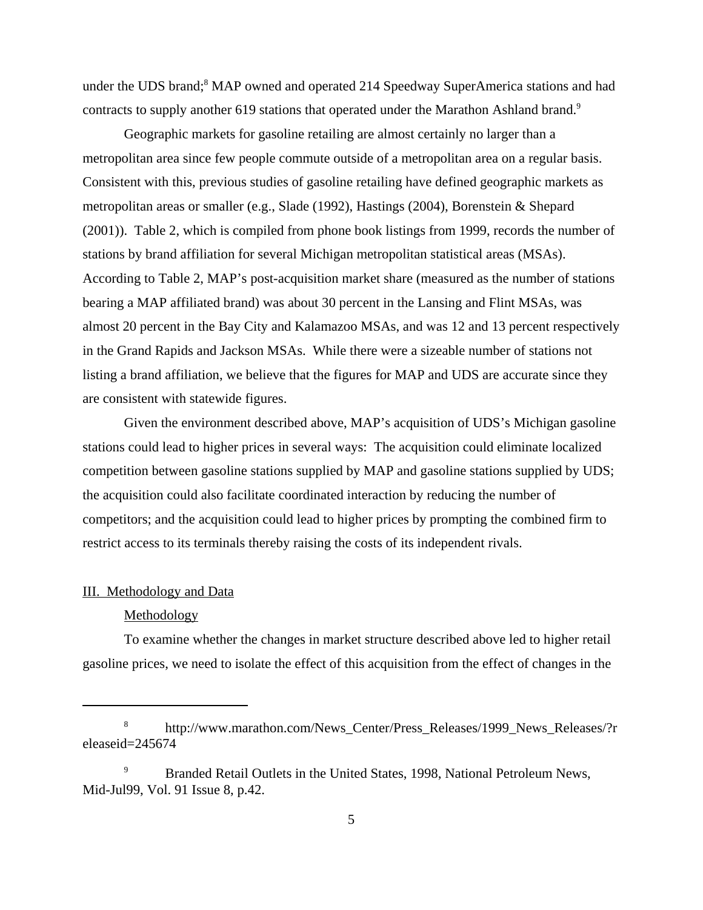under the UDS brand;[8] MAP owned and operated 214 Speedway SuperAmerica stations and had contracts to supply another 619 stations that operated under the Marathon Ashland brand.[9]

Geographic markets for gasoline retailing are almost certainly no larger than a metropolitan area since few people commute outside of a metropolitan area on a regular basis. Consistent with this, previous studies of gasoline retailing have defined geographic markets as metropolitan areas or smaller (e.g., Slade (1992), Hastings (2004), Borenstein & Shepard (2001)). Table 2, which is compiled from phone book listings from 1999, records the number of stations by brand affiliation for several Michigan metropolitan statistical areas (MSAs). According to Table 2, MAP's post-acquisition market share (measured as the number of stations bearing a MAP affiliated brand) was about 30 percent in the Lansing and Flint MSAs, was almost 20 percent in the Bay City and Kalamazoo MSAs, and was 12 and 13 percent respectively in the Grand Rapids and Jackson MSAs. While there were a sizeable number of stations not listing a brand affiliation, we believe that the figures for MAP and UDS are accurate since they are consistent with statewide figures.

Given the environment described above, MAP's acquisition of UDS's Michigan gasoline stations could lead to higher prices in several ways: The acquisition could eliminate localized competition between gasoline stations supplied by MAP and gasoline stations supplied by UDS; the acquisition could also facilitate coordinated interaction by reducing the number of competitors; and the acquisition could lead to higher prices by prompting the combined firm to restrict access to its terminals thereby raising the costs of its independent rivals.

## III. Methodology and Data

### Methodology

To examine whether the changes in market structure described above led to higher retail gasoline prices, we need to isolate the effect of this acquisition from the effect of changes in the

---

[8] http://www.marathon.com/News_Center/Press_Releases/1999_News_Releases/?releaseid=245674

[9] Branded Retail Outlets in the United States, 1998, National Petroleum News, Mid-Jul99, Vol. 91 Issue 8, p.42.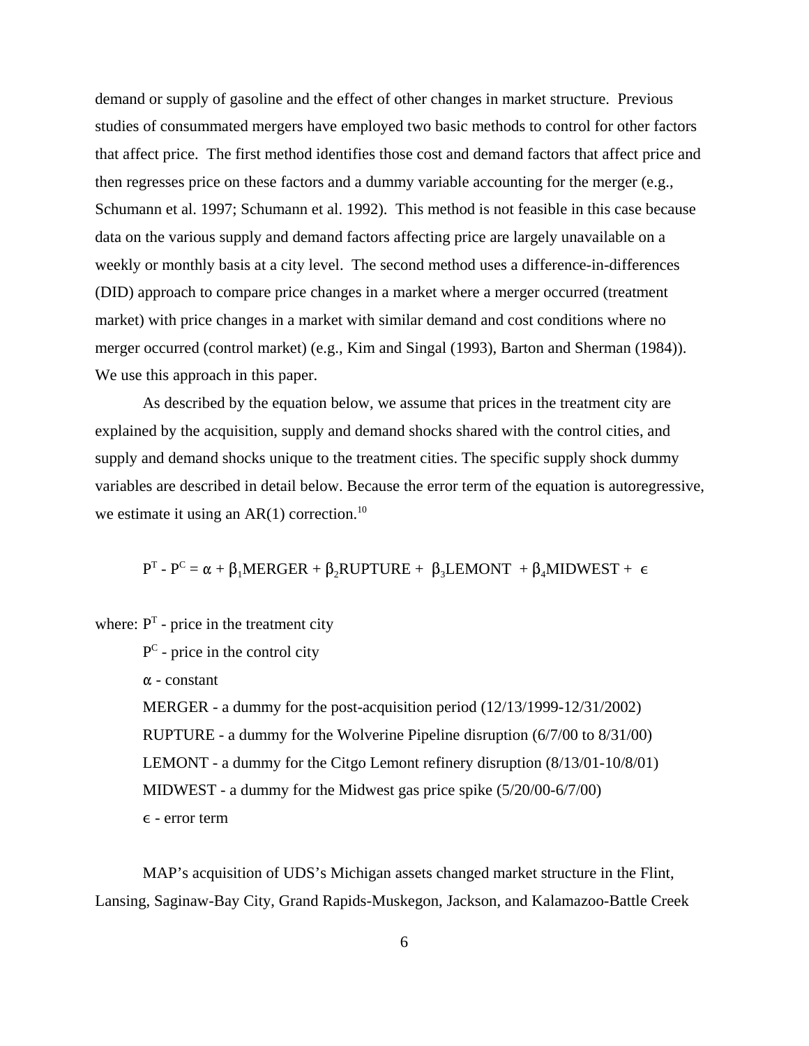demand or supply of gasoline and the effect of other changes in market structure. Previous studies of consummated mergers have employed two basic methods to control for other factors that affect price. The first method identifies those cost and demand factors that affect price and then regresses price on these factors and a dummy variable accounting for the merger (e.g., Schumann et al. 1997; Schumann et al. 1992). This method is not feasible in this case because data on the various supply and demand factors affecting price are largely unavailable on a weekly or monthly basis at a city level. The second method uses a difference-in-differences (DID) approach to compare price changes in a market where a merger occurred (treatment market) with price changes in a market with similar demand and cost conditions where no merger occurred (control market) (e.g., Kim and Singal (1993), Barton and Sherman (1984)). We use this approach in this paper.

As described by the equation below, we assume that prices in the treatment city are explained by the acquisition, supply and demand shocks shared with the control cities, and supply and demand shocks unique to the treatment cities. The specific supply shock dummy variables are described in detail below. Because the error term of the equation is autoregressive, we estimate it using an AR(1) correction.[10]

$$P^T - P^C = \alpha + \beta_1 MERGER + \beta_2 RUPTURE + \beta_3 LEMONT + \beta_4 MIDWEST + \epsilon$$

where: $P^T$ - price in the treatment city

$P^C$ - price in the control city

$\alpha$ - constant

MERGER - a dummy for the post-acquisition period (12/13/1999-12/31/2002)

RUPTURE - a dummy for the Wolverine Pipeline disruption (6/7/00 to 8/31/00)

LEMONT - a dummy for the Citgo Lemont refinery disruption (8/13/01-10/8/01)

MIDWEST - a dummy for the Midwest gas price spike (5/20/00-6/7/00)

$\epsilon$ - error term

MAP's acquisition of UDS's Michigan assets changed market structure in the Flint, Lansing, Saginaw-Bay City, Grand Rapids-Muskegon, Jackson, and Kalamazoo-Battle Creek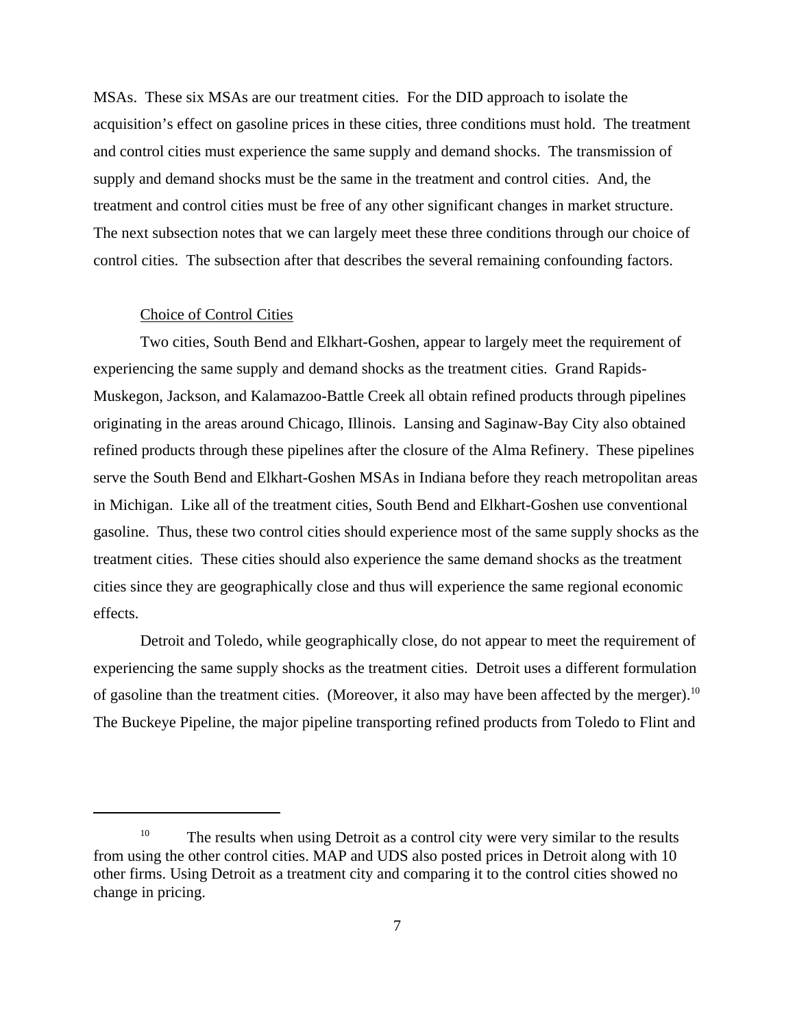MSAs. These six MSAs are our treatment cities. For the DID approach to isolate the acquisition's effect on gasoline prices in these cities, three conditions must hold. The treatment and control cities must experience the same supply and demand shocks. The transmission of supply and demand shocks must be the same in the treatment and control cities. And, the treatment and control cities must be free of any other significant changes in market structure. The next subsection notes that we can largely meet these three conditions through our choice of control cities. The subsection after that describes the several remaining confounding factors.

Choice of Control Cities

Two cities, South Bend and Elkhart-Goshen, appear to largely meet the requirement of experiencing the same supply and demand shocks as the treatment cities. Grand Rapids-Muskegon, Jackson, and Kalamazoo-Battle Creek all obtain refined products through pipelines originating in the areas around Chicago, Illinois. Lansing and Saginaw-Bay City also obtained refined products through these pipelines after the closure of the Alma Refinery. These pipelines serve the South Bend and Elkhart-Goshen MSAs in Indiana before they reach metropolitan areas in Michigan. Like all of the treatment cities, South Bend and Elkhart-Goshen use conventional gasoline. Thus, these two control cities should experience most of the same supply shocks as the treatment cities. These cities should also experience the same demand shocks as the treatment cities since they are geographically close and thus will experience the same regional economic effects.

Detroit and Toledo, while geographically close, do not appear to meet the requirement of experiencing the same supply shocks as the treatment cities. Detroit uses a different formulation of gasoline than the treatment cities. (Moreover, it also may have been affected by the merger).[10] The Buckeye Pipeline, the major pipeline transporting refined products from Toledo to Flint and

[10] The results when using Detroit as a control city were very similar to the results from using the other control cities. MAP and UDS also posted prices in Detroit along with 10 other firms. Using Detroit as a treatment city and comparing it to the control cities showed no change in pricing.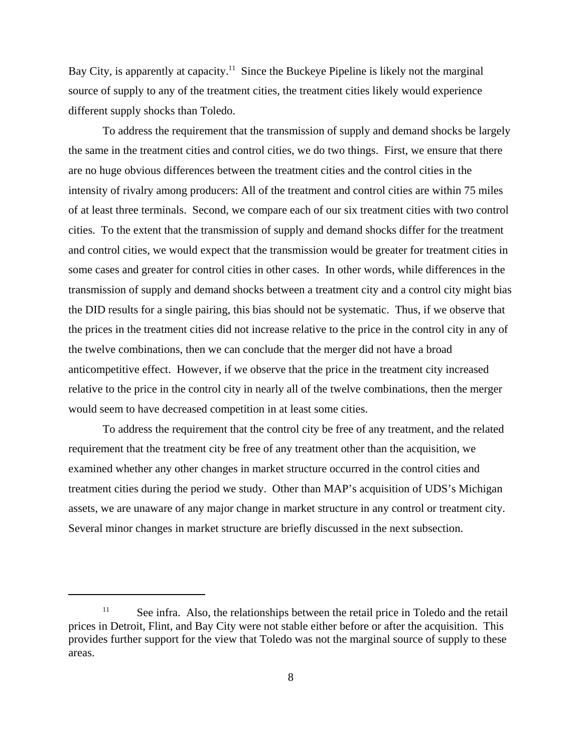Bay City, is apparently at capacity.[11] Since the Buckeye Pipeline is likely not the marginal source of supply to any of the treatment cities, the treatment cities likely would experience different supply shocks than Toledo.

To address the requirement that the transmission of supply and demand shocks be largely the same in the treatment cities and control cities, we do two things. First, we ensure that there are no huge obvious differences between the treatment cities and the control cities in the intensity of rivalry among producers: All of the treatment and control cities are within 75 miles of at least three terminals. Second, we compare each of our six treatment cities with two control cities. To the extent that the transmission of supply and demand shocks differ for the treatment and control cities, we would expect that the transmission would be greater for treatment cities in some cases and greater for control cities in other cases. In other words, while differences in the transmission of supply and demand shocks between a treatment city and a control city might bias the DID results for a single pairing, this bias should not be systematic. Thus, if we observe that the prices in the treatment cities did not increase relative to the price in the control city in any of the twelve combinations, then we can conclude that the merger did not have a broad anticompetitive effect. However, if we observe that the price in the treatment city increased relative to the price in the control city in nearly all of the twelve combinations, then the merger would seem to have decreased competition in at least some cities.

To address the requirement that the control city be free of any treatment, and the related requirement that the treatment city be free of any treatment other than the acquisition, we examined whether any other changes in market structure occurred in the control cities and treatment cities during the period we study. Other than MAP's acquisition of UDS's Michigan assets, we are unaware of any major change in market structure in any control or treatment city. Several minor changes in market structure are briefly discussed in the next subsection.

---

[11] See infra. Also, the relationships between the retail price in Toledo and the retail prices in Detroit, Flint, and Bay City were not stable either before or after the acquisition. This provides further support for the view that Toledo was not the marginal source of supply to these areas.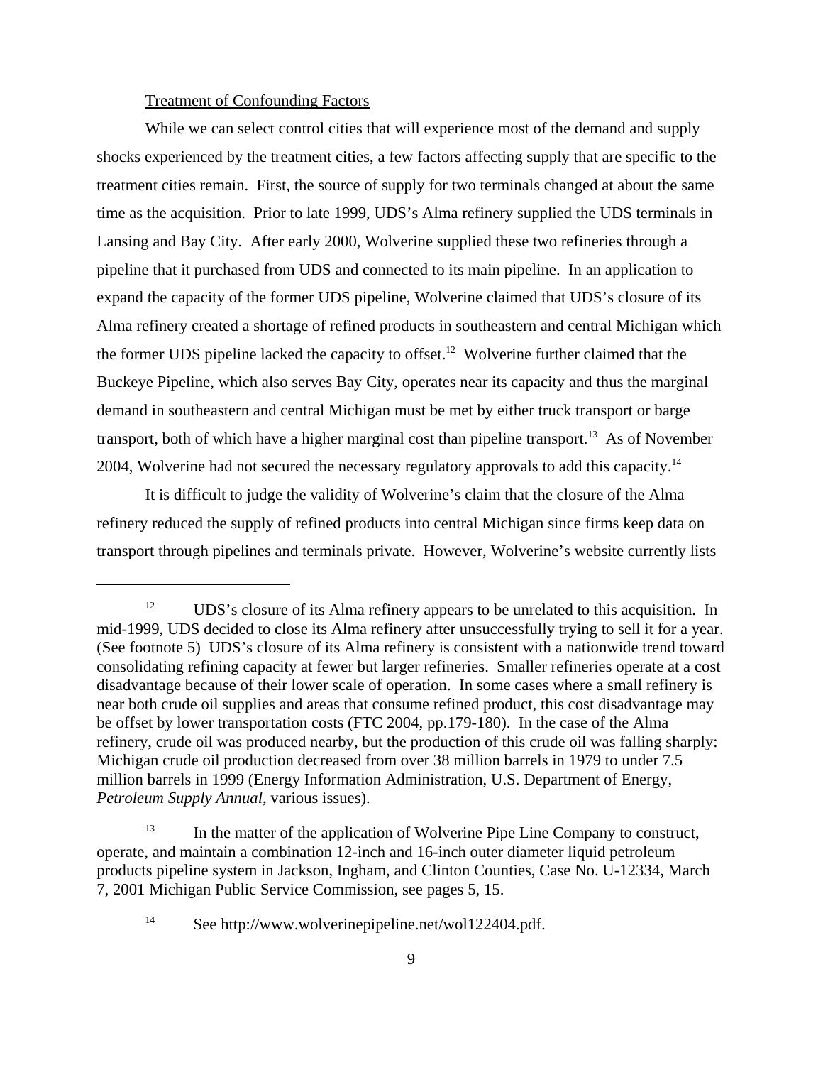Treatment of Confounding Factors

While we can select control cities that will experience most of the demand and supply shocks experienced by the treatment cities, a few factors affecting supply that are specific to the treatment cities remain. First, the source of supply for two terminals changed at about the same time as the acquisition. Prior to late 1999, UDS's Alma refinery supplied the UDS terminals in Lansing and Bay City. After early 2000, Wolverine supplied these two refineries through a pipeline that it purchased from UDS and connected to its main pipeline. In an application to expand the capacity of the former UDS pipeline, Wolverine claimed that UDS's closure of its Alma refinery created a shortage of refined products in southeastern and central Michigan which the former UDS pipeline lacked the capacity to offset.[12] Wolverine further claimed that the Buckeye Pipeline, which also serves Bay City, operates near its capacity and thus the marginal demand in southeastern and central Michigan must be met by either truck transport or barge transport, both of which have a higher marginal cost than pipeline transport.[13] As of November 2004, Wolverine had not secured the necessary regulatory approvals to add this capacity.[14]

It is difficult to judge the validity of Wolverine's claim that the closure of the Alma refinery reduced the supply of refined products into central Michigan since firms keep data on transport through pipelines and terminals private. However, Wolverine's website currently lists

---

[12] UDS's closure of its Alma refinery appears to be unrelated to this acquisition. In mid-1999, UDS decided to close its Alma refinery after unsuccessfully trying to sell it for a year. (See footnote 5) UDS's closure of its Alma refinery is consistent with a nationwide trend toward consolidating refining capacity at fewer but larger refineries. Smaller refineries operate at a cost disadvantage because of their lower scale of operation. In some cases where a small refinery is near both crude oil supplies and areas that consume refined product, this cost disadvantage may be offset by lower transportation costs (FTC 2004, pp.179-180). In the case of the Alma refinery, crude oil was produced nearby, but the production of this crude oil was falling sharply: Michigan crude oil production decreased from over 38 million barrels in 1979 to under 7.5 million barrels in 1999 (Energy Information Administration, U.S. Department of Energy, *Petroleum Supply Annual*, various issues).

[13] In the matter of the application of Wolverine Pipe Line Company to construct, operate, and maintain a combination 12-inch and 16-inch outer diameter liquid petroleum products pipeline system in Jackson, Ingham, and Clinton Counties, Case No. U-12334, March 7, 2001 Michigan Public Service Commission, see pages 5, 15.

[14] See http://www.wolverinepipeline.net/wol122404.pdf.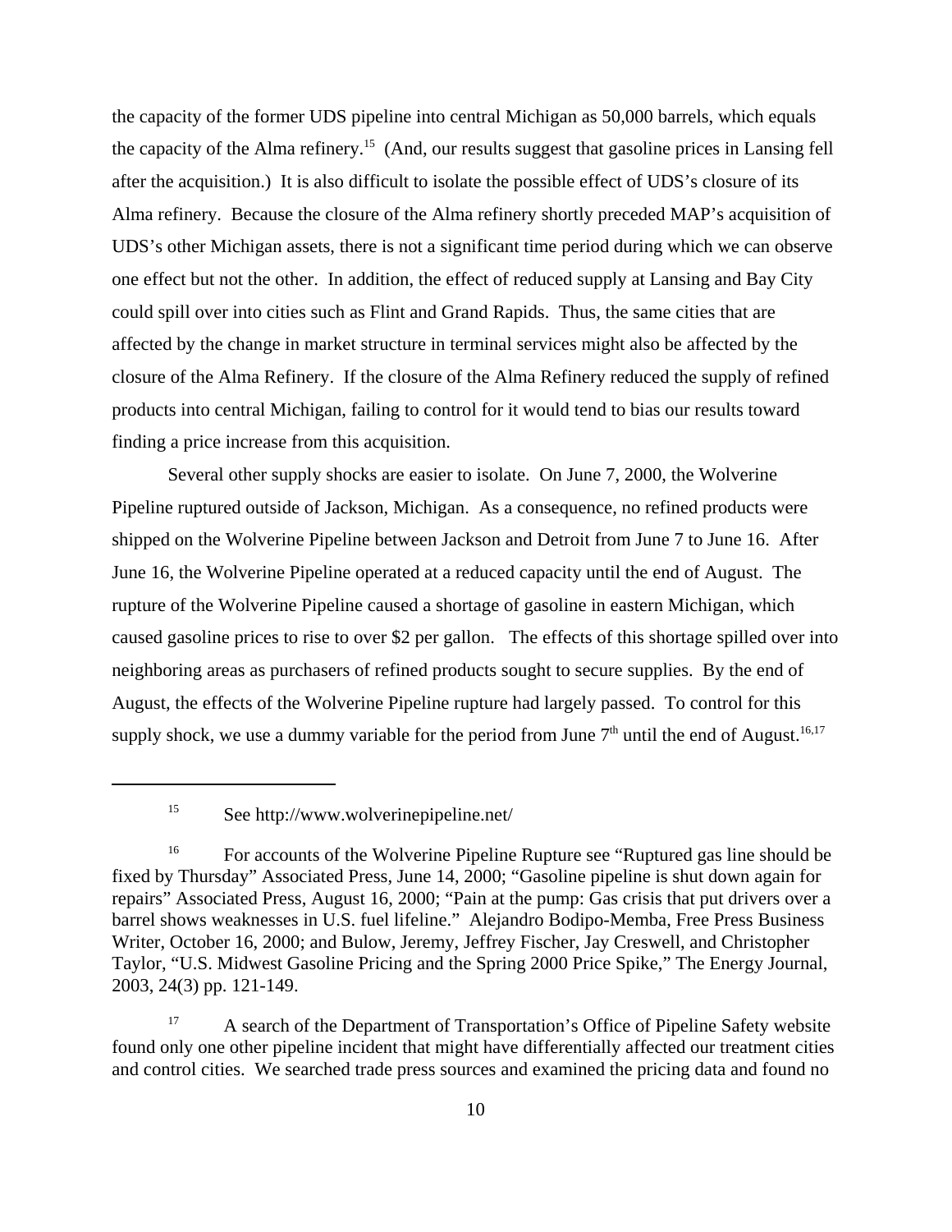the capacity of the former UDS pipeline into central Michigan as 50,000 barrels, which equals the capacity of the Alma refinery.[15] (And, our results suggest that gasoline prices in Lansing fell after the acquisition.) It is also difficult to isolate the possible effect of UDS's closure of its Alma refinery. Because the closure of the Alma refinery shortly preceded MAP's acquisition of UDS's other Michigan assets, there is not a significant time period during which we can observe one effect but not the other. In addition, the effect of reduced supply at Lansing and Bay City could spill over into cities such as Flint and Grand Rapids. Thus, the same cities that are affected by the change in market structure in terminal services might also be affected by the closure of the Alma Refinery. If the closure of the Alma Refinery reduced the supply of refined products into central Michigan, failing to control for it would tend to bias our results toward finding a price increase from this acquisition.

Several other supply shocks are easier to isolate. On June 7, 2000, the Wolverine Pipeline ruptured outside of Jackson, Michigan. As a consequence, no refined products were shipped on the Wolverine Pipeline between Jackson and Detroit from June 7 to June 16. After June 16, the Wolverine Pipeline operated at a reduced capacity until the end of August. The rupture of the Wolverine Pipeline caused a shortage of gasoline in eastern Michigan, which caused gasoline prices to rise to over $2 per gallon. The effects of this shortage spilled over into neighboring areas as purchasers of refined products sought to secure supplies. By the end of August, the effects of the Wolverine Pipeline rupture had largely passed. To control for this supply shock, we use a dummy variable for the period from June 7th until the end of August.[16,17]

---

[15] See http://www.wolverinepipeline.net/

[16] For accounts of the Wolverine Pipeline Rupture see "Ruptured gas line should be fixed by Thursday" Associated Press, June 14, 2000; "Gasoline pipeline is shut down again for repairs" Associated Press, August 16, 2000; "Pain at the pump: Gas crisis that put drivers over a barrel shows weaknesses in U.S. fuel lifeline." Alejandro Bodipo-Memba, Free Press Business Writer, October 16, 2000; and Bulow, Jeremy, Jeffrey Fischer, Jay Creswell, and Christopher Taylor, "U.S. Midwest Gasoline Pricing and the Spring 2000 Price Spike," The Energy Journal, 2003, 24(3) pp. 121-149.

[17] A search of the Department of Transportation's Office of Pipeline Safety website found only one other pipeline incident that might have differentially affected our treatment cities and control cities. We searched trade press sources and examined the pricing data and found no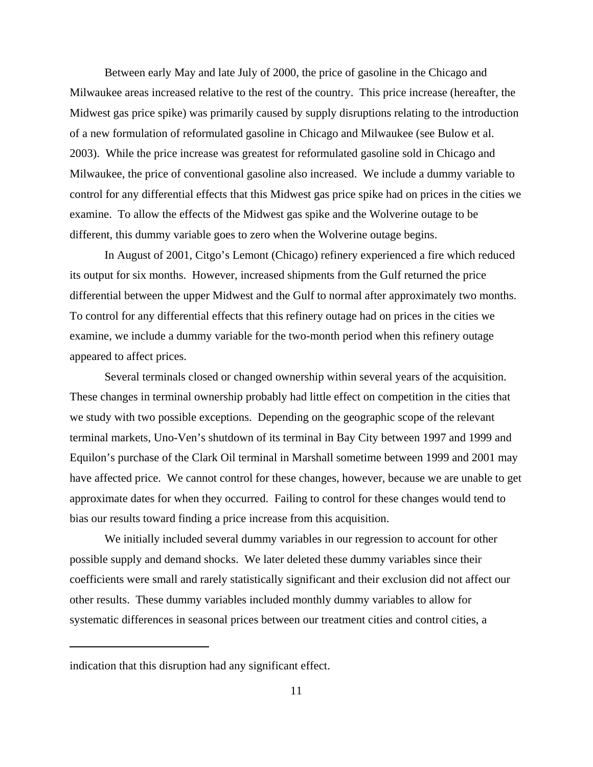Between early May and late July of 2000, the price of gasoline in the Chicago and Milwaukee areas increased relative to the rest of the country. This price increase (hereafter, the Midwest gas price spike) was primarily caused by supply disruptions relating to the introduction of a new formulation of reformulated gasoline in Chicago and Milwaukee (see Bulow et al. 2003). While the price increase was greatest for reformulated gasoline sold in Chicago and Milwaukee, the price of conventional gasoline also increased. We include a dummy variable to control for any differential effects that this Midwest gas price spike had on prices in the cities we examine. To allow the effects of the Midwest gas spike and the Wolverine outage to be different, this dummy variable goes to zero when the Wolverine outage begins.

In August of 2001, Citgo's Lemont (Chicago) refinery experienced a fire which reduced its output for six months. However, increased shipments from the Gulf returned the price differential between the upper Midwest and the Gulf to normal after approximately two months. To control for any differential effects that this refinery outage had on prices in the cities we examine, we include a dummy variable for the two-month period when this refinery outage appeared to affect prices.

Several terminals closed or changed ownership within several years of the acquisition. These changes in terminal ownership probably had little effect on competition in the cities that we study with two possible exceptions. Depending on the geographic scope of the relevant terminal markets, Uno-Ven's shutdown of its terminal in Bay City between 1997 and 1999 and Equilon's purchase of the Clark Oil terminal in Marshall sometime between 1999 and 2001 may have affected price. We cannot control for these changes, however, because we are unable to get approximate dates for when they occurred. Failing to control for these changes would tend to bias our results toward finding a price increase from this acquisition.

We initially included several dummy variables in our regression to account for other possible supply and demand shocks. We later deleted these dummy variables since their coefficients were small and rarely statistically significant and their exclusion did not affect our other results. These dummy variables included monthly dummy variables to allow for systematic differences in seasonal prices between our treatment cities and control cities, a

---

indication that this disruption had any significant effect.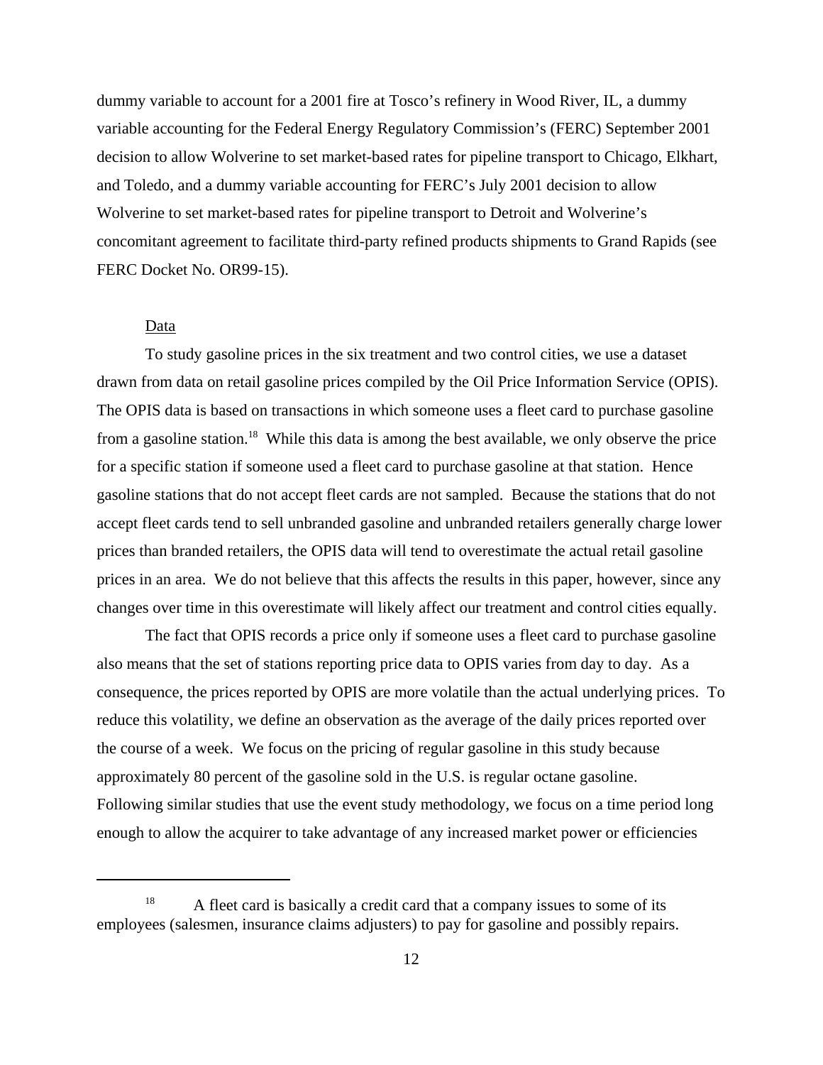dummy variable to account for a 2001 fire at Tosco's refinery in Wood River, IL, a dummy variable accounting for the Federal Energy Regulatory Commission's (FERC) September 2001 decision to allow Wolverine to set market-based rates for pipeline transport to Chicago, Elkhart, and Toledo, and a dummy variable accounting for FERC's July 2001 decision to allow Wolverine to set market-based rates for pipeline transport to Detroit and Wolverine's concomitant agreement to facilitate third-party refined products shipments to Grand Rapids (see FERC Docket No. OR99-15).

Data

To study gasoline prices in the six treatment and two control cities, we use a dataset drawn from data on retail gasoline prices compiled by the Oil Price Information Service (OPIS). The OPIS data is based on transactions in which someone uses a fleet card to purchase gasoline from a gasoline station.[18] While this data is among the best available, we only observe the price for a specific station if someone used a fleet card to purchase gasoline at that station. Hence gasoline stations that do not accept fleet cards are not sampled. Because the stations that do not accept fleet cards tend to sell unbranded gasoline and unbranded retailers generally charge lower prices than branded retailers, the OPIS data will tend to overestimate the actual retail gasoline prices in an area. We do not believe that this affects the results in this paper, however, since any changes over time in this overestimate will likely affect our treatment and control cities equally.

The fact that OPIS records a price only if someone uses a fleet card to purchase gasoline also means that the set of stations reporting price data to OPIS varies from day to day. As a consequence, the prices reported by OPIS are more volatile than the actual underlying prices. To reduce this volatility, we define an observation as the average of the daily prices reported over the course of a week. We focus on the pricing of regular gasoline in this study because approximately 80 percent of the gasoline sold in the U.S. is regular octane gasoline. Following similar studies that use the event study methodology, we focus on a time period long enough to allow the acquirer to take advantage of any increased market power or efficiencies

[18] A fleet card is basically a credit card that a company issues to some of its employees (salesmen, insurance claims adjusters) to pay for gasoline and possibly repairs.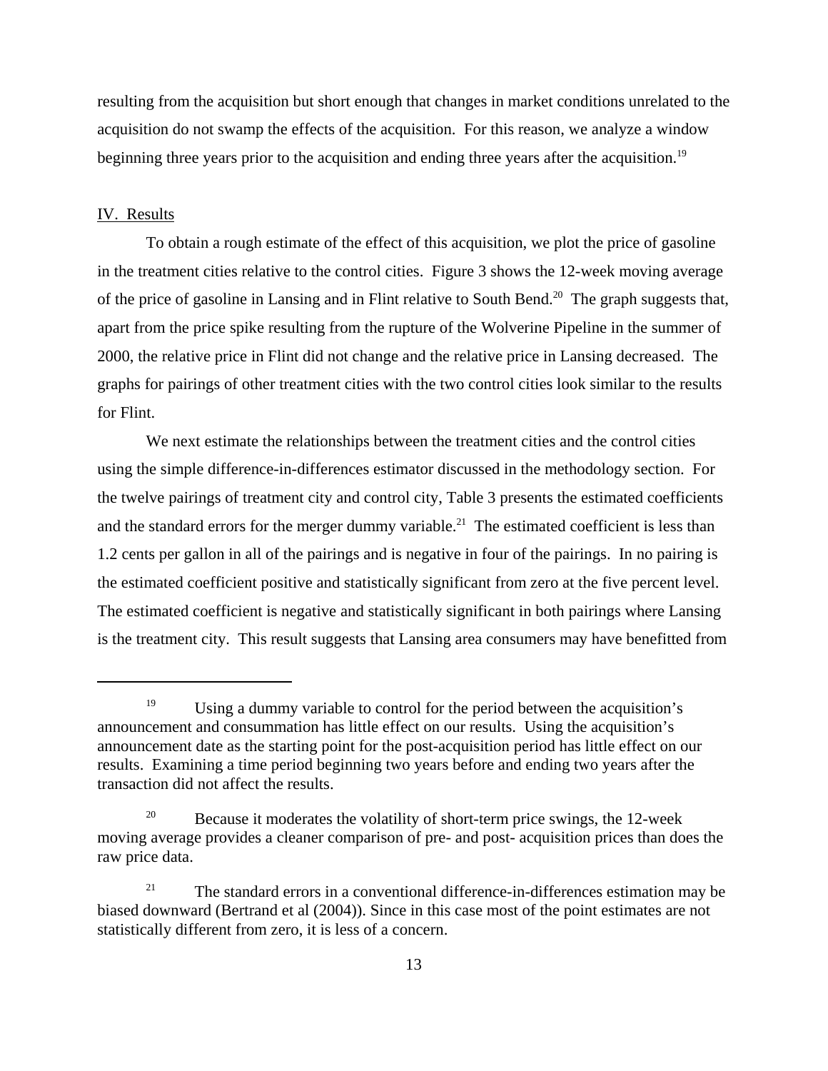resulting from the acquisition but short enough that changes in market conditions unrelated to the acquisition do not swamp the effects of the acquisition. For this reason, we analyze a window beginning three years prior to the acquisition and ending three years after the acquisition.[19]

## IV. Results

To obtain a rough estimate of the effect of this acquisition, we plot the price of gasoline in the treatment cities relative to the control cities. Figure 3 shows the 12-week moving average of the price of gasoline in Lansing and in Flint relative to South Bend.[20] The graph suggests that, apart from the price spike resulting from the rupture of the Wolverine Pipeline in the summer of 2000, the relative price in Flint did not change and the relative price in Lansing decreased. The graphs for pairings of other treatment cities with the two control cities look similar to the results for Flint.

We next estimate the relationships between the treatment cities and the control cities using the simple difference-in-differences estimator discussed in the methodology section. For the twelve pairings of treatment city and control city, Table 3 presents the estimated coefficients and the standard errors for the merger dummy variable.[21] The estimated coefficient is less than 1.2 cents per gallon in all of the pairings and is negative in four of the pairings. In no pairing is the estimated coefficient positive and statistically significant from zero at the five percent level. The estimated coefficient is negative and statistically significant in both pairings where Lansing is the treatment city. This result suggests that Lansing area consumers may have benefitted from

---

[19] Using a dummy variable to control for the period between the acquisition's announcement and consummation has little effect on our results. Using the acquisition's announcement date as the starting point for the post-acquisition period has little effect on our results. Examining a time period beginning two years before and ending two years after the transaction did not affect the results.

[20] Because it moderates the volatility of short-term price swings, the 12-week moving average provides a cleaner comparison of pre- and post- acquisition prices than does the raw price data.

[21] The standard errors in a conventional difference-in-differences estimation may be biased downward (Bertrand et al (2004)). Since in this case most of the point estimates are not statistically different from zero, it is less of a concern.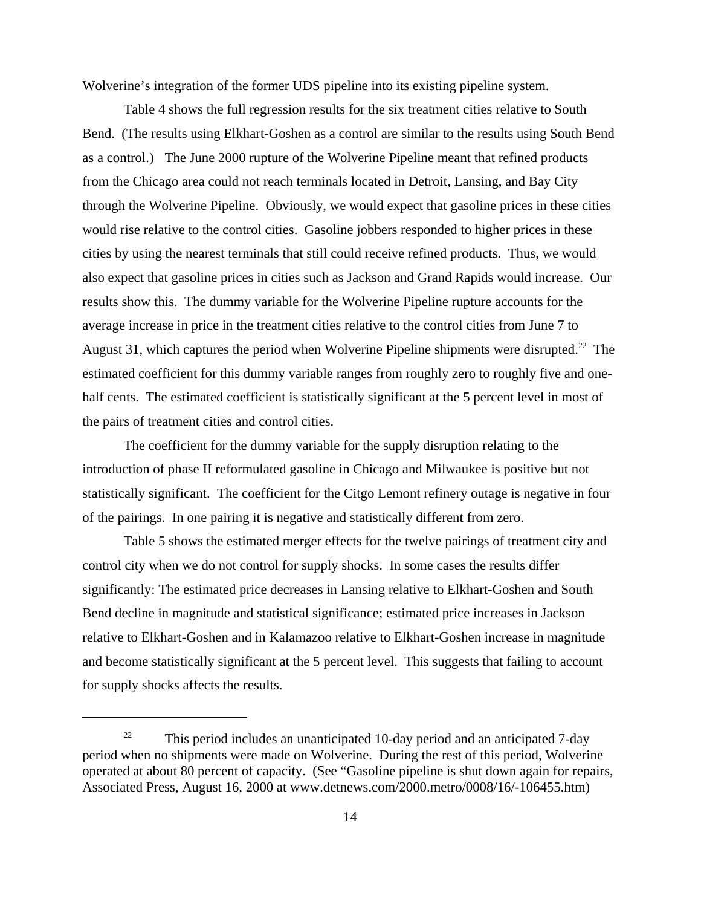Wolverine's integration of the former UDS pipeline into its existing pipeline system.

Table 4 shows the full regression results for the six treatment cities relative to South Bend. (The results using Elkhart-Goshen as a control are similar to the results using South Bend as a control.) The June 2000 rupture of the Wolverine Pipeline meant that refined products from the Chicago area could not reach terminals located in Detroit, Lansing, and Bay City through the Wolverine Pipeline. Obviously, we would expect that gasoline prices in these cities would rise relative to the control cities. Gasoline jobbers responded to higher prices in these cities by using the nearest terminals that still could receive refined products. Thus, we would also expect that gasoline prices in cities such as Jackson and Grand Rapids would increase. Our results show this. The dummy variable for the Wolverine Pipeline rupture accounts for the average increase in price in the treatment cities relative to the control cities from June 7 to August 31, which captures the period when Wolverine Pipeline shipments were disrupted.[22] The estimated coefficient for this dummy variable ranges from roughly zero to roughly five and one-half cents. The estimated coefficient is statistically significant at the 5 percent level in most of the pairs of treatment cities and control cities.

The coefficient for the dummy variable for the supply disruption relating to the introduction of phase II reformulated gasoline in Chicago and Milwaukee is positive but not statistically significant. The coefficient for the Citgo Lemont refinery outage is negative in four of the pairings. In one pairing it is negative and statistically different from zero.

Table 5 shows the estimated merger effects for the twelve pairings of treatment city and control city when we do not control for supply shocks. In some cases the results differ significantly: The estimated price decreases in Lansing relative to Elkhart-Goshen and South Bend decline in magnitude and statistical significance; estimated price increases in Jackson relative to Elkhart-Goshen and in Kalamazoo relative to Elkhart-Goshen increase in magnitude and become statistically significant at the 5 percent level. This suggests that failing to account for supply shocks affects the results.

---

[22] This period includes an unanticipated 10-day period and an anticipated 7-day period when no shipments were made on Wolverine. During the rest of this period, Wolverine operated at about 80 percent of capacity. (See "Gasoline pipeline is shut down again for repairs, Associated Press, August 16, 2000 at www.detnews.com/2000.metro/0008/16/-106455.htm)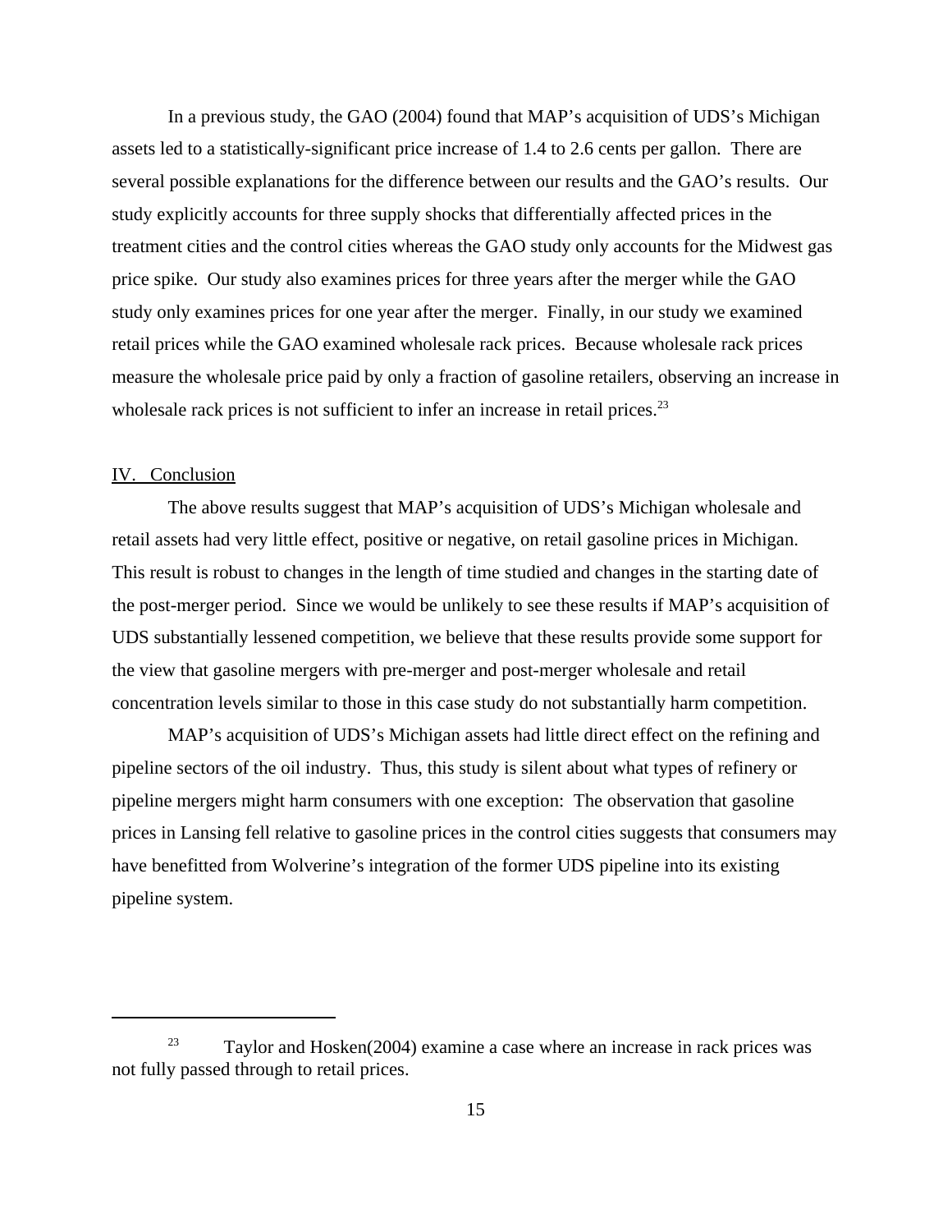In a previous study, the GAO (2004) found that MAP's acquisition of UDS's Michigan assets led to a statistically-significant price increase of 1.4 to 2.6 cents per gallon. There are several possible explanations for the difference between our results and the GAO's results. Our study explicitly accounts for three supply shocks that differentially affected prices in the treatment cities and the control cities whereas the GAO study only accounts for the Midwest gas price spike. Our study also examines prices for three years after the merger while the GAO study only examines prices for one year after the merger. Finally, in our study we examined retail prices while the GAO examined wholesale rack prices. Because wholesale rack prices measure the wholesale price paid by only a fraction of gasoline retailers, observing an increase in wholesale rack prices is not sufficient to infer an increase in retail prices.[23]

## IV. Conclusion

The above results suggest that MAP's acquisition of UDS's Michigan wholesale and retail assets had very little effect, positive or negative, on retail gasoline prices in Michigan. This result is robust to changes in the length of time studied and changes in the starting date of the post-merger period. Since we would be unlikely to see these results if MAP's acquisition of UDS substantially lessened competition, we believe that these results provide some support for the view that gasoline mergers with pre-merger and post-merger wholesale and retail concentration levels similar to those in this case study do not substantially harm competition.

MAP's acquisition of UDS's Michigan assets had little direct effect on the refining and pipeline sectors of the oil industry. Thus, this study is silent about what types of refinery or pipeline mergers might harm consumers with one exception: The observation that gasoline prices in Lansing fell relative to gasoline prices in the control cities suggests that consumers may have benefitted from Wolverine's integration of the former UDS pipeline into its existing pipeline system.

---

[23] Taylor and Hosken(2004) examine a case where an increase in rack prices was not fully passed through to retail prices.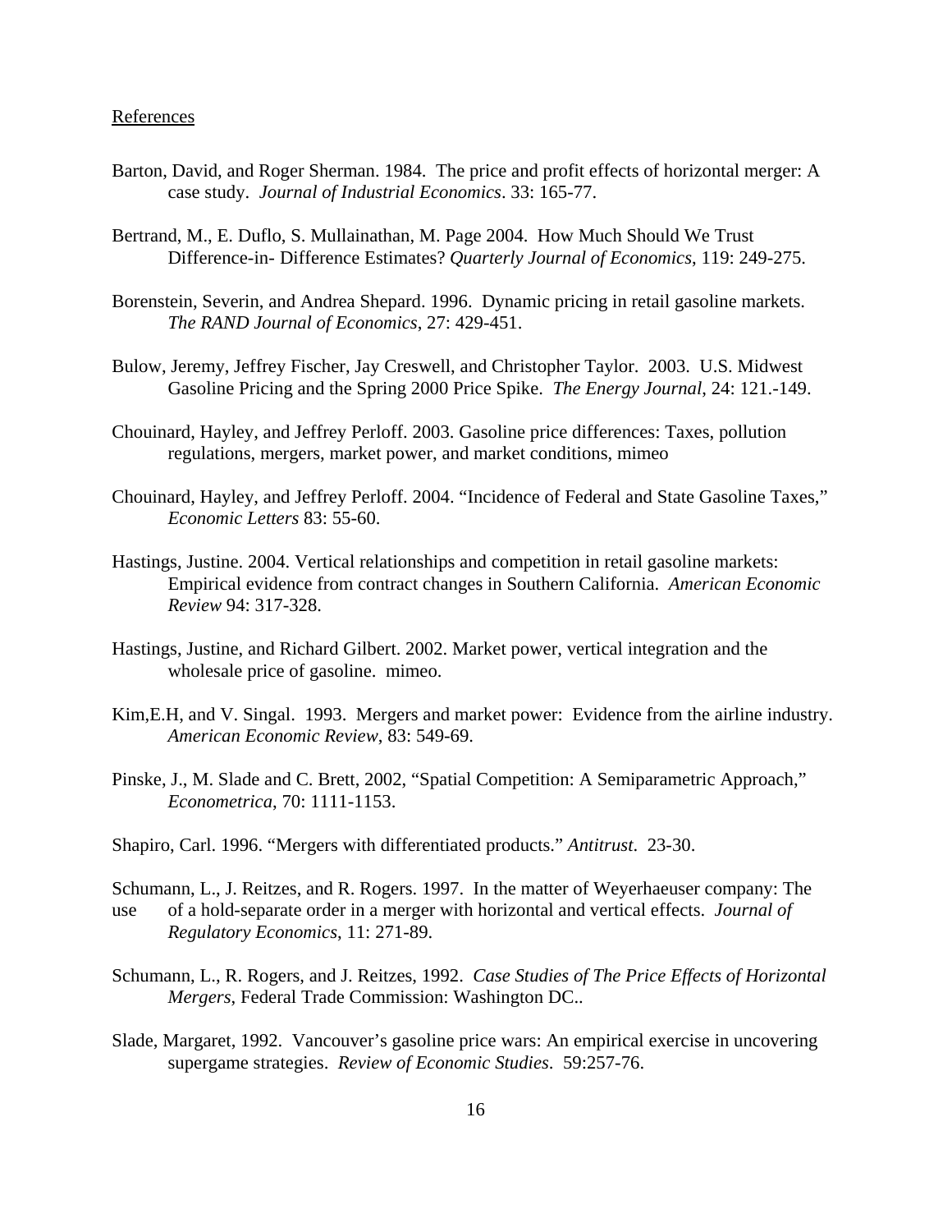References

Barton, David, and Roger Sherman. 1984. The price and profit effects of horizontal merger: A case study. *Journal of Industrial Economics*. 33: 165-77.

Bertrand, M., E. Duflo, S. Mullainathan, M. Page 2004. How Much Should We Trust Difference-in- Difference Estimates? *Quarterly Journal of Economics*, 119: 249-275.

Borenstein, Severin, and Andrea Shepard. 1996. Dynamic pricing in retail gasoline markets. *The RAND Journal of Economics*, 27: 429-451.

Bulow, Jeremy, Jeffrey Fischer, Jay Creswell, and Christopher Taylor. 2003. U.S. Midwest Gasoline Pricing and the Spring 2000 Price Spike. *The Energy Journal*, 24: 121.-149.

Chouinard, Hayley, and Jeffrey Perloff. 2003. Gasoline price differences: Taxes, pollution regulations, mergers, market power, and market conditions, mimeo

Chouinard, Hayley, and Jeffrey Perloff. 2004. "Incidence of Federal and State Gasoline Taxes," *Economic Letters* 83: 55-60.

Hastings, Justine. 2004. Vertical relationships and competition in retail gasoline markets: Empirical evidence from contract changes in Southern California. *American Economic Review* 94: 317-328.

Hastings, Justine, and Richard Gilbert. 2002. Market power, vertical integration and the wholesale price of gasoline. mimeo.

Kim,E.H, and V. Singal. 1993. Mergers and market power: Evidence from the airline industry. *American Economic Review*, 83: 549-69.

Pinske, J., M. Slade and C. Brett, 2002, "Spatial Competition: A Semiparametric Approach," *Econometrica*, 70: 1111-1153.

Shapiro, Carl. 1996. "Mergers with differentiated products." *Antitrust*. 23-30.

Schumann, L., J. Reitzes, and R. Rogers. 1997. In the matter of Weyerhaeuser company: The use of a hold-separate order in a merger with horizontal and vertical effects. *Journal of Regulatory Economics*, 11: 271-89.

Schumann, L., R. Rogers, and J. Reitzes, 1992. *Case Studies of The Price Effects of Horizontal Mergers*, Federal Trade Commission: Washington DC..

Slade, Margaret, 1992. Vancouver's gasoline price wars: An empirical exercise in uncovering supergame strategies. *Review of Economic Studies*. 59:257-76.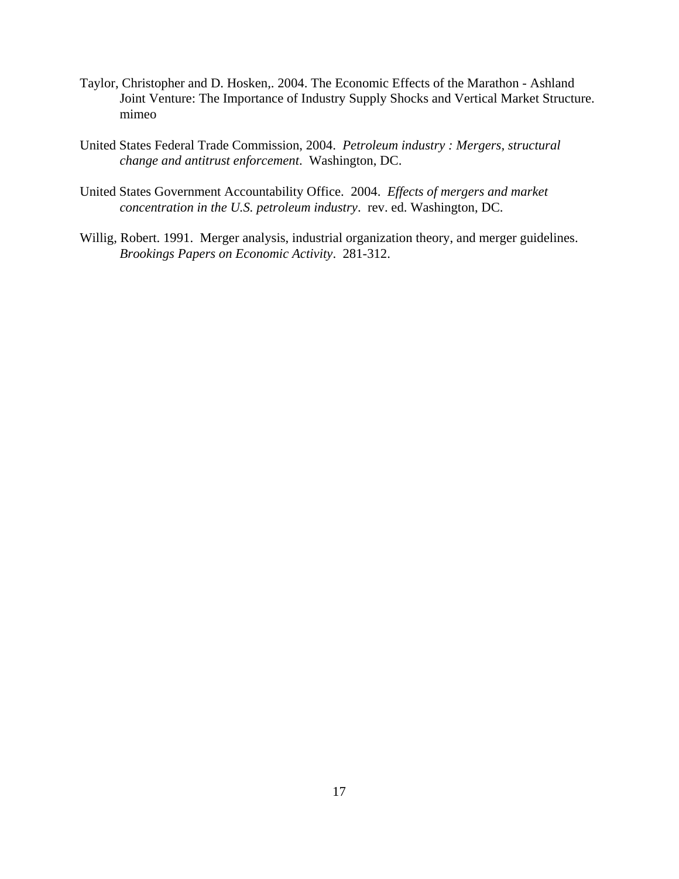Taylor, Christopher and D. Hosken,. 2004. The Economic Effects of the Marathon - Ashland Joint Venture: The Importance of Industry Supply Shocks and Vertical Market Structure. mimeo

United States Federal Trade Commission, 2004. *Petroleum industry : Mergers, structural change and antitrust enforcement*. Washington, DC.

United States Government Accountability Office. 2004. *Effects of mergers and market concentration in the U.S. petroleum industry*. rev. ed. Washington, DC.

Willig, Robert. 1991. Merger analysis, industrial organization theory, and merger guidelines. *Brookings Papers on Economic Activity*. 281-312.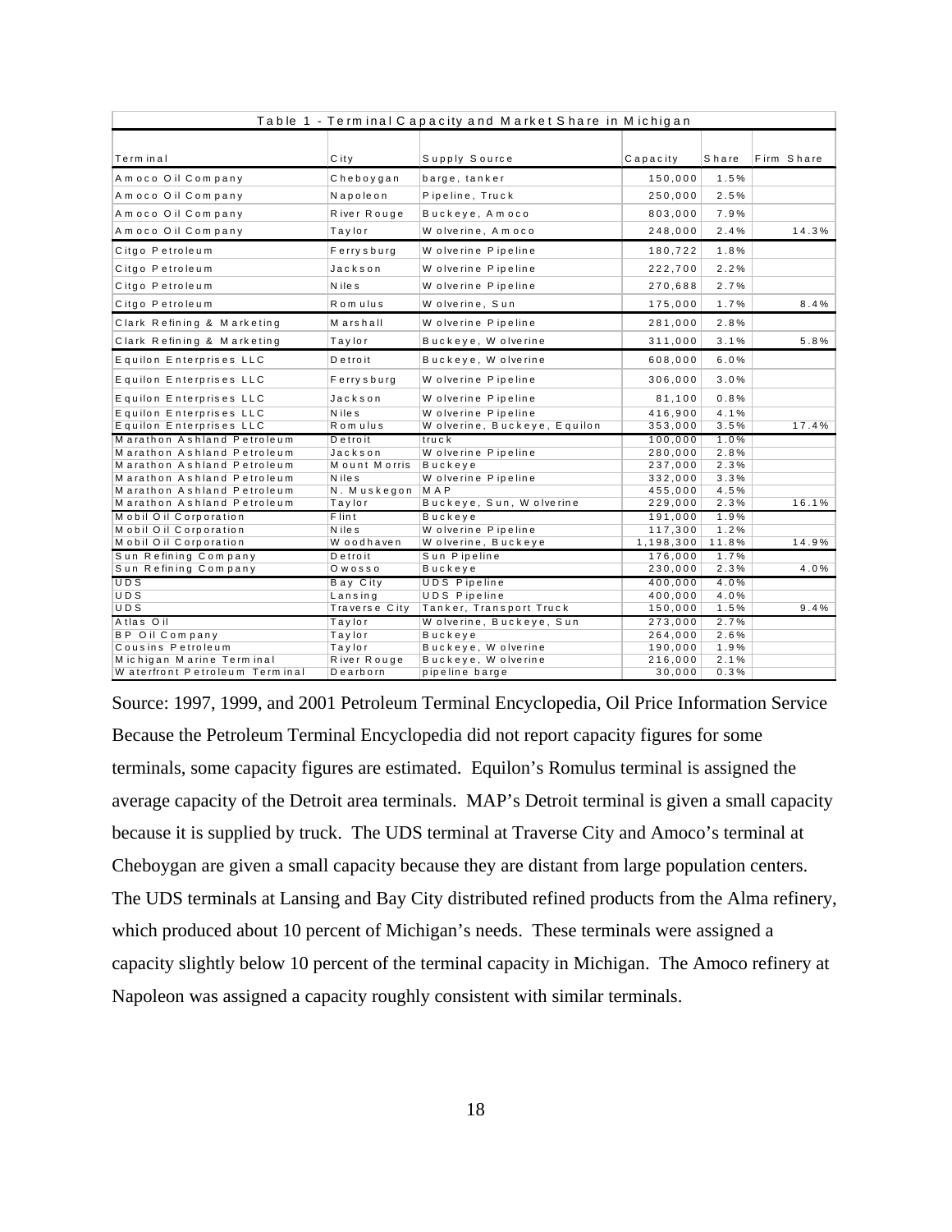| Table 1 - Terminal Capacity and Market Share in Michigan | | | | | |
|---|---|---|---|---|---|
| Terminal | City | Supply Source | Capacity | Share | Firm Share |
| Amoco Oil Company | Cheboygan | barge, tanker | 150,000 | 1.5% | |
| Amoco Oil Company | Napoleon | Pipeline, Truck | 250,000 | 2.5% | |
| Amoco Oil Company | River Rouge | Buckeye, Amoco | 803,000 | 7.9% | |
| Amoco Oil Company | Taylor | Wolverine, Amoco | 248,000 | 2.4% | 14.3% |
| Citgo Petroleum | Ferrysburg | Wolverine Pipeline | 180,722 | 1.8% | |
| Citgo Petroleum | Jackson | Wolverine Pipeline | 222,700 | 2.2% | |
| Citgo Petroleum | Niles | Wolverine Pipeline | 270,688 | 2.7% | |
| Citgo Petroleum | Romulus | Wolverine, Sun | 175,000 | 1.7% | 8.4% |
| Clark Refining & Marketing | Marshall | Wolverine Pipeline | 281,000 | 2.8% | |
| Clark Refining & Marketing | Taylor | Buckeye, Wolverine | 311,000 | 3.1% | 5.8% |
| Equilon Enterprises LLC | Detroit | Buckeye, Wolverine | 608,000 | 6.0% | |
| Equilon Enterprises LLC | Ferrysburg | Wolverine Pipeline | 306,000 | 3.0% | |
| Equilon Enterprises LLC | Jackson | Wolverine Pipeline | 81,100 | 0.8% | |
| Equilon Enterprises LLC | Niles | Wolverine Pipeline | 416,900 | 4.1% | |
| Equilon Enterprises LLC | Romulus | Wolverine, Buckeye, Equilon | 353,000 | 3.5% | 17.4% |
| Marathon Ashland Petroleum | Detroit | truck | 100,000 | 1.0% | |
| Marathon Ashland Petroleum | Jackson | Wolverine Pipeline | 280,000 | 2.8% | |
| Marathon Ashland Petroleum | Mount Morris | Buckeye | 237,000 | 2.3% | |
| Marathon Ashland Petroleum | Niles | Wolverine Pipeline | 332,000 | 3.3% | |
| Marathon Ashland Petroleum | N. Muskegon | MAP | 455,000 | 4.5% | |
| Marathon Ashland Petroleum | Taylor | Buckeye, Sun, Wolverine | 229,000 | 2.3% | 16.1% |
| Mobil Oil Corporation | Flint | Buckeye | 191,000 | 1.9% | |
| Mobil Oil Corporation | Niles | Wolverine Pipeline | 117,300 | 1.2% | |
| Mobil Oil Corporation | Woodhaven | Wolverine, Buckeye | 1,198,300 | 11.8% | 14.9% |
| Sun Refining Company | Detroit | Sun Pipeline | 176,000 | 1.7% | |
| Sun Refining Company | Owosso | Buckeye | 230,000 | 2.3% | 4.0% |
| UDS | Bay City | UDS Pipeline | 400,000 | 4.0% | |
| UDS | Lansing | UDS Pipeline | 400,000 | 4.0% | |
| UDS | Traverse City | Tanker, Transport Truck | 150,000 | 1.5% | 9.4% |
| Atlas Oil | Taylor | Wolverine, Buckeye, Sun | 273,000 | 2.7% | |
| BP Oil Company | Taylor | Buckeye | 264,000 | 2.6% | |
| Cousins Petroleum | Taylor | Buckeye, Wolverine | 190,000 | 1.9% | |
| Michigan Marine Terminal | River Rouge | Buckeye, Wolverine | 216,000 | 2.1% | |
| Waterfront Petroleum Terminal | Dearborn | pipeline barge | 30,000 | 0.3% | |

Source: 1997, 1999, and 2001 Petroleum Terminal Encyclopedia, Oil Price Information Service

Because the Petroleum Terminal Encyclopedia did not report capacity figures for some terminals, some capacity figures are estimated. Equilon's Romulus terminal is assigned the average capacity of the Detroit area terminals. MAP's Detroit terminal is given a small capacity because it is supplied by truck. The UDS terminal at Traverse City and Amoco's terminal at Cheboygan are given a small capacity because they are distant from large population centers. The UDS terminals at Lansing and Bay City distributed refined products from the Alma refinery, which produced about 10 percent of Michigan's needs. These terminals were assigned a capacity slightly below 10 percent of the terminal capacity in Michigan. The Amoco refinery at Napoleon was assigned a capacity roughly consistent with similar terminals.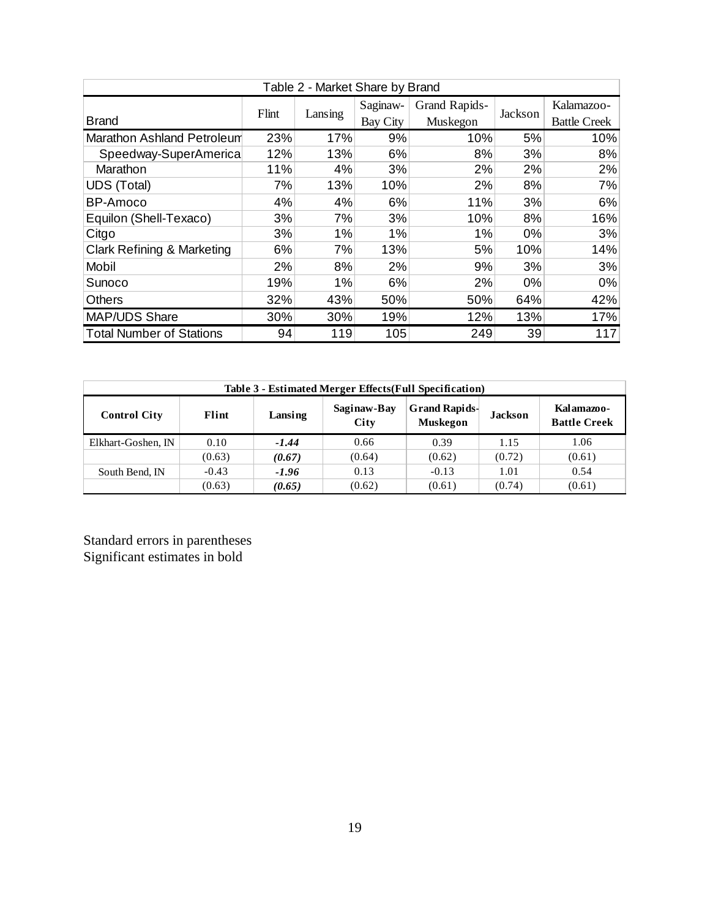**Table 2 - Market Share by Brand**

| Brand | Flint | Lansing | Saginaw-Bay City | Grand Rapids-Muskegon | Jackson | Kalamazoo-Battle Creek |
|---|---|---|---|---|---|---|
| Marathon Ashland Petroleum | 23% | 17% | 9% | 10% | 5% | 10% |
| Speedway-SuperAmerica | 12% | 13% | 6% | 8% | 3% | 8% |
| Marathon | 11% | 4% | 3% | 2% | 2% | 2% |
| UDS (Total) | 7% | 13% | 10% | 2% | 8% | 7% |
| BP-Amoco | 4% | 4% | 6% | 11% | 3% | 6% |
| Equilon (Shell-Texaco) | 3% | 7% | 3% | 10% | 8% | 16% |
| Citgo | 3% | 1% | 1% | 1% | 0% | 3% |
| Clark Refining & Marketing | 6% | 7% | 13% | 5% | 10% | 14% |
| Mobil | 2% | 8% | 2% | 9% | 3% | 3% |
| Sunoco | 19% | 1% | 6% | 2% | 0% | 0% |
| Others | 32% | 43% | 50% | 50% | 64% | 42% |
| MAP/UDS Share | 30% | 30% | 19% | 12% | 13% | 17% |
| Total Number of Stations | 94 | 119 | 105 | 249 | 39 | 117 |

**Table 3 - Estimated Merger Effects(Full Specification)**

| Control City | Flint | Lansing | Saginaw-Bay City | Grand Rapids-Muskegon | Jackson | Kalamazoo-Battle Creek |
|---|---|---|---|---|---|---|
| Elkhart-Goshen, IN | 0.10 | ***-1.44*** | 0.66 | 0.39 | 1.15 | 1.06 |
| | (0.63) | ***(0.67)*** | (0.64) | (0.62) | (0.72) | (0.61) |
| South Bend, IN | -0.43 | ***-1.96*** | 0.13 | -0.13 | 1.01 | 0.54 |
| | (0.63) | ***(0.65)*** | (0.62) | (0.61) | (0.74) | (0.61) |

Standard errors in parentheses
Significant estimates in bold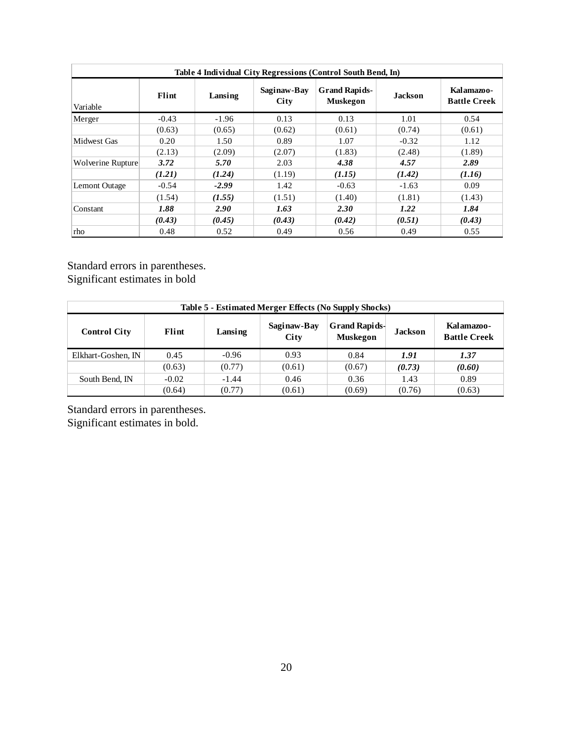| Table 4 Individual City Regressions (Control South Bend, In) | | | | | | |
|---|---|---|---|---|---|---|
| Variable | Flint | Lansing | Saginaw-Bay City | Grand Rapids-Muskegon | Jackson | Kalamazoo-Battle Creek |
| Merger | -0.43 | -1.96 | 0.13 | 0.13 | 1.01 | 0.54 |
| | (0.63) | (0.65) | (0.62) | (0.61) | (0.74) | (0.61) |
| Midwest Gas | 0.20 | 1.50 | 0.89 | 1.07 | -0.32 | 1.12 |
| | (2.13) | (2.09) | (2.07) | (1.83) | (2.48) | (1.89) |
| Wolverine Rupture | ***3.72*** | ***5.70*** | 2.03 | ***4.38*** | ***4.57*** | ***2.89*** |
| | ***(1.21)*** | ***(1.24)*** | (1.19) | ***(1.15)*** | ***(1.42)*** | ***(1.16)*** |
| Lemont Outage | -0.54 | ***-2.99*** | 1.42 | -0.63 | -1.63 | 0.09 |
| | (1.54) | ***(1.55)*** | (1.51) | (1.40) | (1.81) | (1.43) |
| Constant | ***1.88*** | ***2.90*** | ***1.63*** | ***2.30*** | ***1.22*** | ***1.84*** |
| | ***(0.43)*** | ***(0.45)*** | ***(0.43)*** | ***(0.42)*** | ***(0.51)*** | ***(0.43)*** |
| rho | 0.48 | 0.52 | 0.49 | 0.56 | 0.49 | 0.55 |

Standard errors in parentheses.
Significant estimates in bold

| Table 5 - Estimated Merger Effects (No Supply Shocks) | | | | | | |
|---|---|---|---|---|---|---|
| Control City | Flint | Lansing | Saginaw-Bay City | Grand Rapids-Muskegon | Jackson | Kalamazoo-Battle Creek |
| Elkhart-Goshen, IN | 0.45 | -0.96 | 0.93 | 0.84 | ***1.91*** | ***1.37*** |
| | (0.63) | (0.77) | (0.61) | (0.67) | ***(0.73)*** | ***(0.60)*** |
| South Bend, IN | -0.02 | -1.44 | 0.46 | 0.36 | 1.43 | 0.89 |
| | (0.64) | (0.77) | (0.61) | (0.69) | (0.76) | (0.63) |

Standard errors in parentheses.
Significant estimates in bold.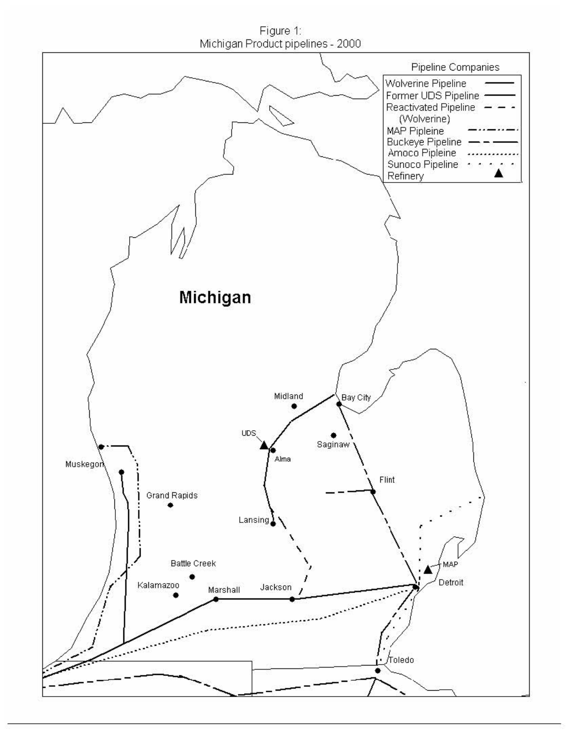Figure 1:
Michigan Product pipelines - 2000

| Pipeline Companies | |
|---|---|
| Wolverine Pipeline | ——— |
| Former UDS Pipeline | ——— |
| Reactivated Pipeline (Wolverine) | – – – |
| MAP Pipleine | –··–··– |
| Buckeye Pipeline | —— —— |
| Amoco Pipeline | ·········· |
| Sunoco Pipeline | ·  ·  ·  · |
| Refinery | ▲ |

Michigan

Midland, Bay City, UDS, Alma, Saginaw, Flint, Muskegon, Grand Rapids, Lansing, Battle Creek, Kalamazoo, Marshall, Jackson, MAP, Detroit, Toledo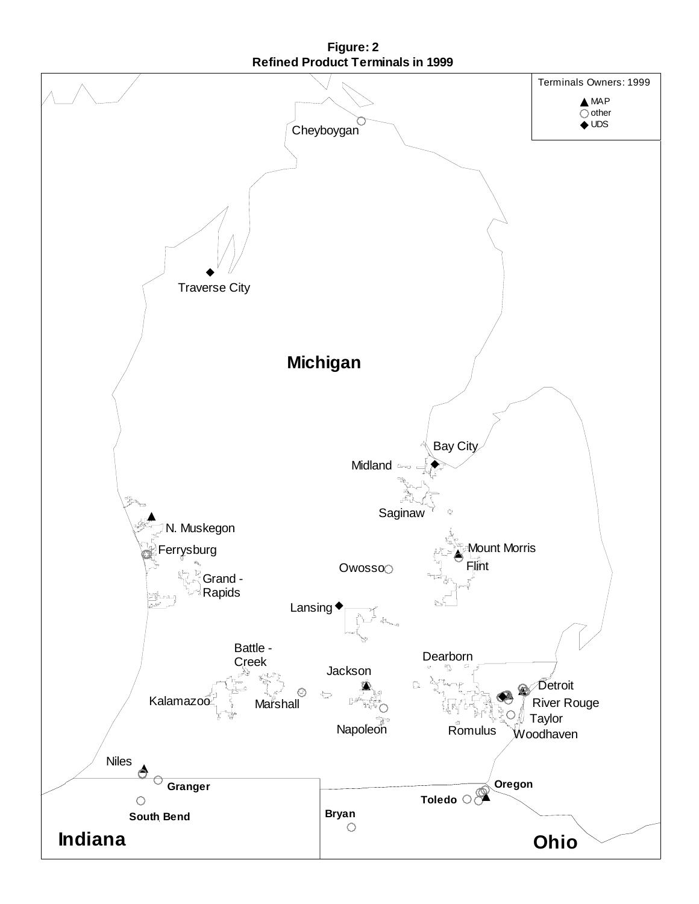**Figure: 2**
**Refined Product Terminals in 1999**

Terminals Owners: 1999

- ▲ MAP
- ○ other
- ◆ UDS

Michigan

Cheyboygan

Traverse City

Bay City

Midland

Saginaw

N. Muskegon

Ferrysburg

Mount Morris

Flint

Owosso

Grand - Rapids

Lansing

Battle - Creek

Dearborn

Jackson

Detroit

Kalamazoo

Marshall

River Rouge

Taylor

Napoleon

Romulus

Woodhaven

Niles

Granger

Oregon

Toledo

South Bend

Bryan

Indiana

Ohio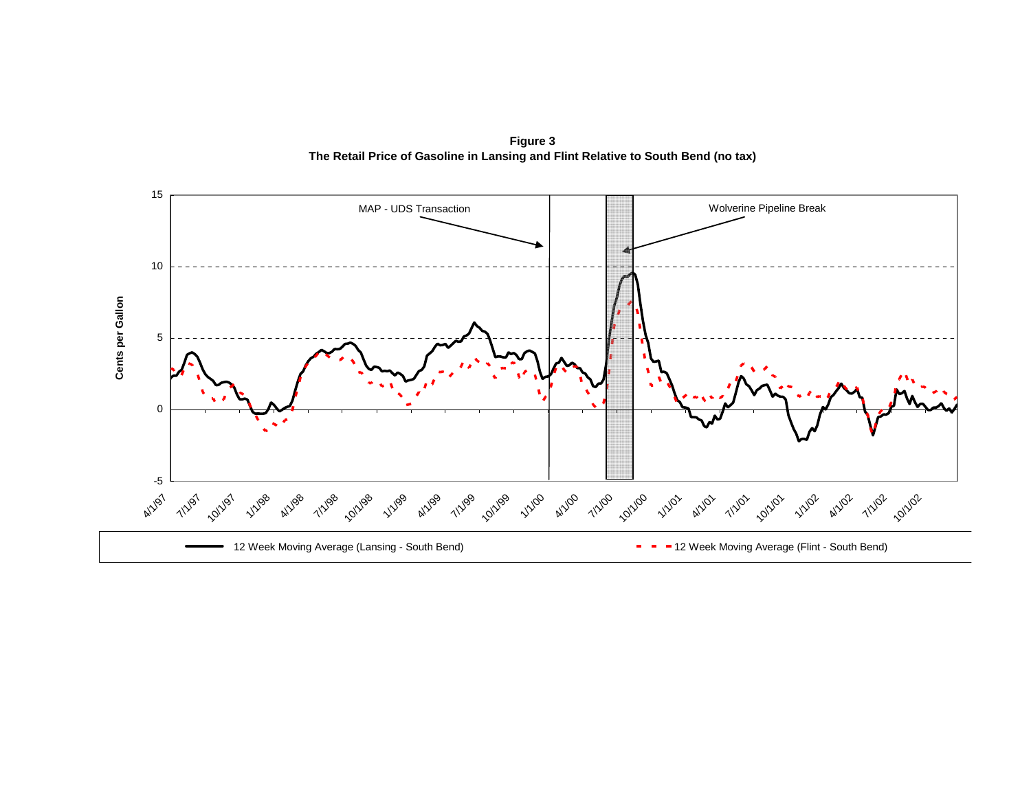**Figure 3**
**The Retail Price of Gasoline in Lansing and Flint Relative to South Bend (no tax)**

MAP - UDS Transaction

Wolverine Pipeline Break

Cents per Gallon

15
10
5
0
-5

4/1/97 7/1/97 10/1/97 1/1/98 4/1/98 7/1/98 10/1/98 1/1/99 4/1/99 7/1/99 10/1/99 1/1/00 4/1/00 7/1/00 10/1/00 1/1/01 4/1/01 7/1/01 10/1/01 1/1/02 4/1/02 7/1/02 10/1/02

12 Week Moving Average (Lansing - South Bend)

12 Week Moving Average (Flint - South Bend)